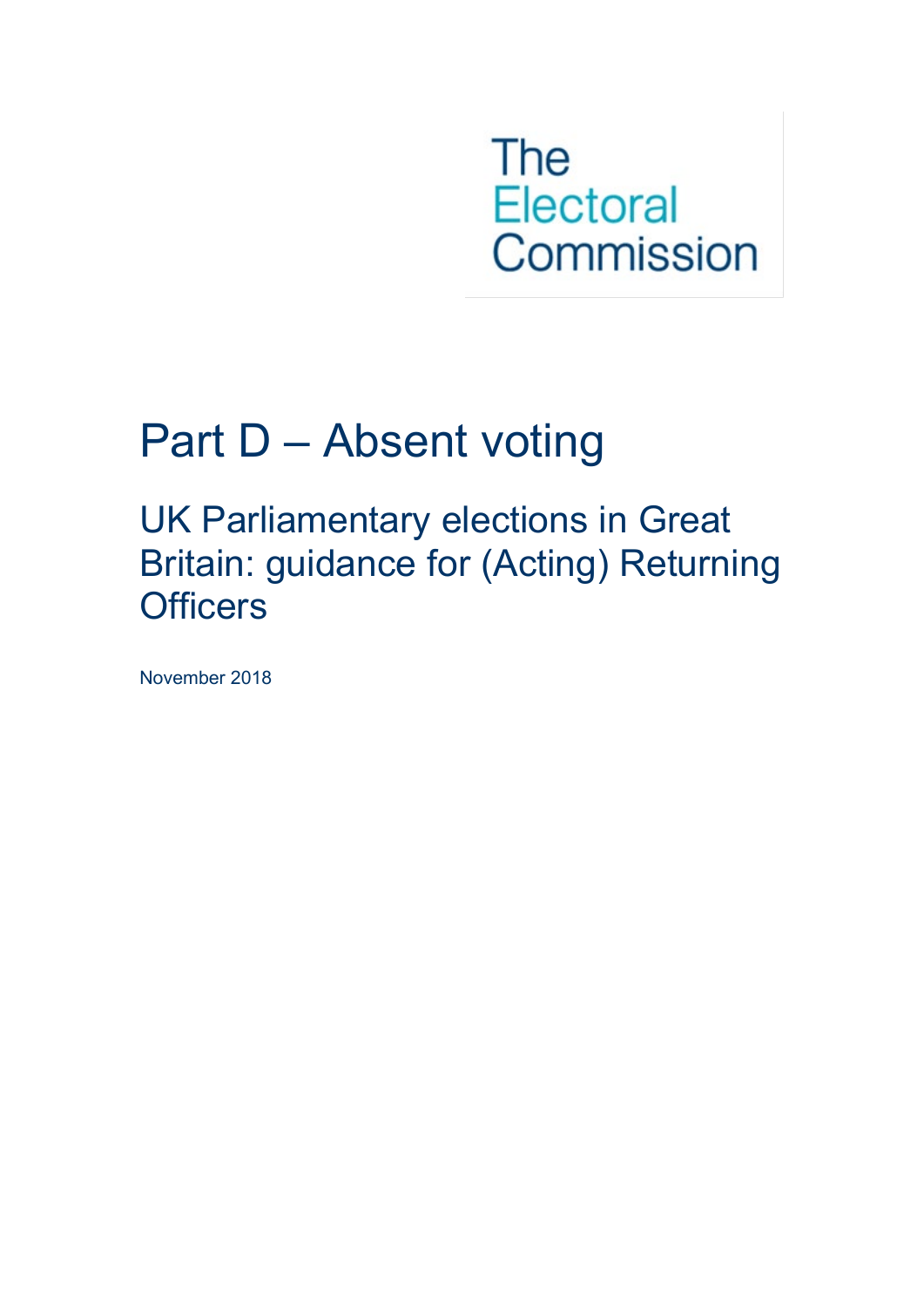The Electoral Commission

# Part D – Absent voting

## UK Parliamentary elections in Great Britain: guidance for (Acting) Returning Officers

November 2018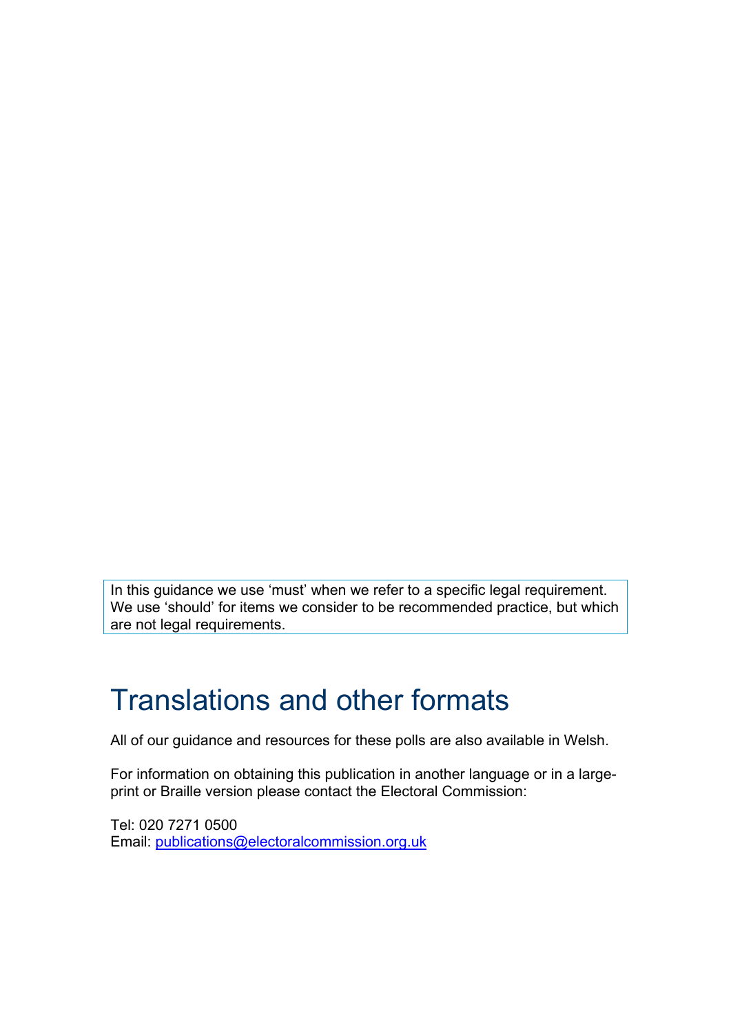In this guidance we use 'must' when we refer to a specific legal requirement. We use 'should' for items we consider to be recommended practice, but which are not legal requirements.

# Translations and other formats

All of our guidance and resources for these polls are also available in Welsh.

For information on obtaining this publication in another language or in a large-print or Braille version please contact the Electoral Commission:

Tel: 020 7271 0500
Email: [publications@electoralcommission.org.uk](mailto:publications@electoralcommission.org.uk)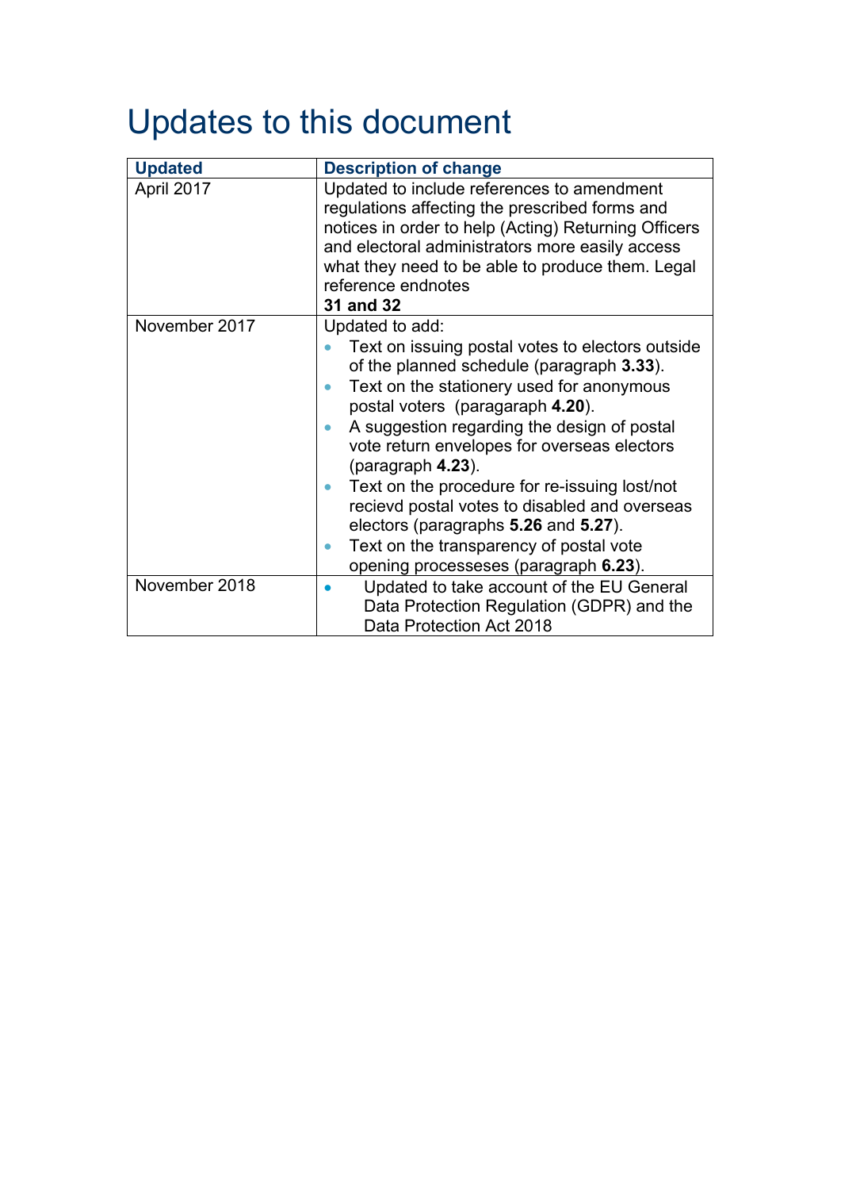# Updates to this document

| **Updated** | **Description of change** |
|---|---|
| April 2017 | Updated to include references to amendment regulations affecting the prescribed forms and notices in order to help (Acting) Returning Officers and electoral administrators more easily access what they need to be able to produce them. Legal reference endnotes **31 and 32** |
| November 2017 | Updated to add:<br>• Text on issuing postal votes to electors outside of the planned schedule (paragraph **3.33**).<br>• Text on the stationery used for anonymous postal voters (paragaraph **4.20**).<br>• A suggestion regarding the design of postal vote return envelopes for overseas electors (paragraph **4.23**).<br>• Text on the procedure for re-issuing lost/not recievd postal votes to disabled and overseas electors (paragraphs **5.26** and **5.27**).<br>• Text on the transparency of postal vote opening processeses (paragraph **6.23**). |
| November 2018 | • Updated to take account of the EU General Data Protection Regulation (GDPR) and the Data Protection Act 2018 |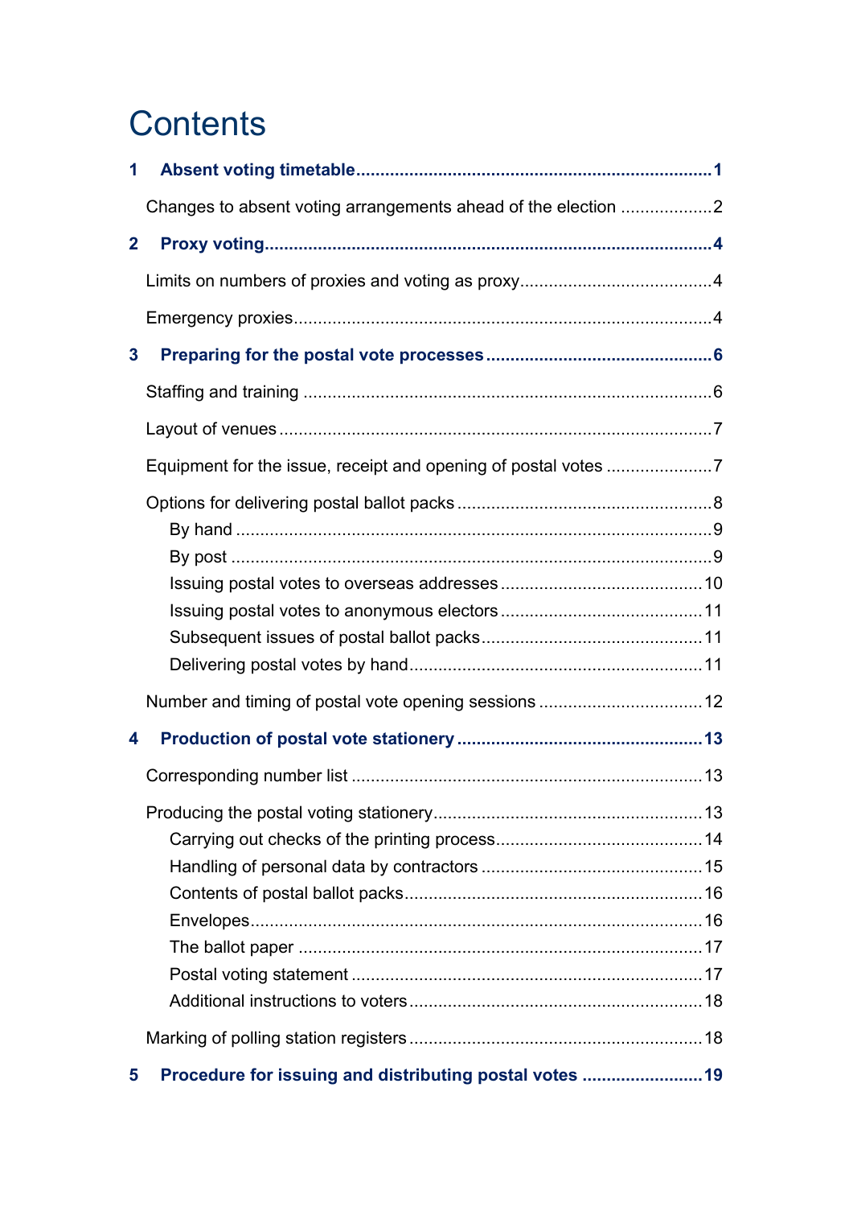# Contents

**1 Absent voting timetable** 1

Changes to absent voting arrangements ahead of the election 2

**2 Proxy voting** 4

Limits on numbers of proxies and voting as proxy 4

Emergency proxies 4

**3 Preparing for the postal vote processes** 6

Staffing and training 6

Layout of venues 7

Equipment for the issue, receipt and opening of postal votes 7

Options for delivering postal ballot packs 8

- By hand 9
- By post 9
- Issuing postal votes to overseas addresses 10
- Issuing postal votes to anonymous electors 11
- Subsequent issues of postal ballot packs 11
- Delivering postal votes by hand 11

Number and timing of postal vote opening sessions 12

**4 Production of postal vote stationery** 13

Corresponding number list 13

Producing the postal voting stationery 13

- Carrying out checks of the printing process 14
- Handling of personal data by contractors 15
- Contents of postal ballot packs 16
- Envelopes 16
- The ballot paper 17
- Postal voting statement 17
- Additional instructions to voters 18

Marking of polling station registers 18

**5 Procedure for issuing and distributing postal votes** 19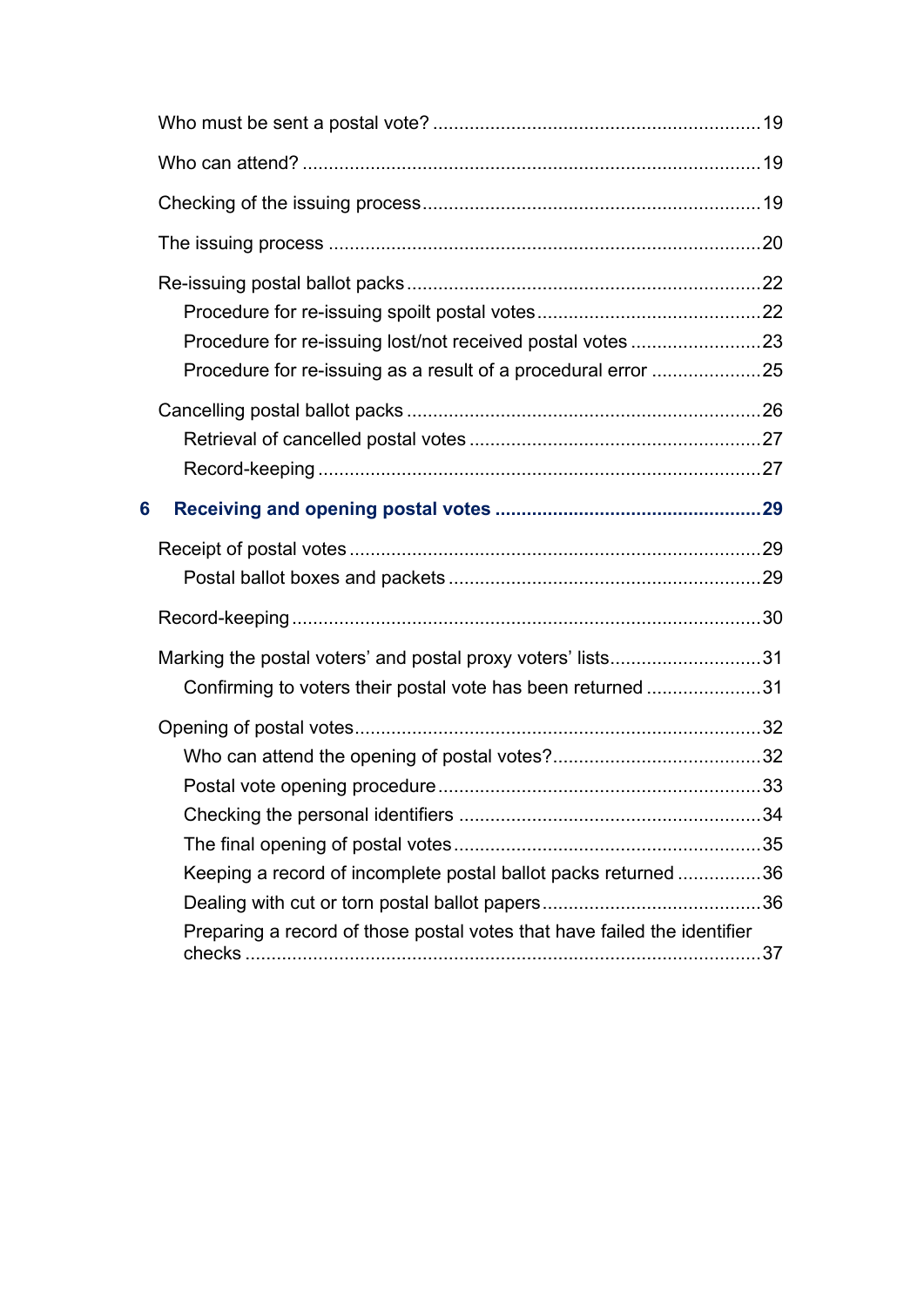Who must be sent a postal vote? ... 19

Who can attend? ... 19

Checking of the issuing process ... 19

The issuing process ... 20

Re-issuing postal ballot packs ... 22

- Procedure for re-issuing spoilt postal votes ... 22
- Procedure for re-issuing lost/not received postal votes ... 23
- Procedure for re-issuing as a result of a procedural error ... 25

Cancelling postal ballot packs ... 26

- Retrieval of cancelled postal votes ... 27
- Record-keeping ... 27

**6 Receiving and opening postal votes ... 29**

Receipt of postal votes ... 29

- Postal ballot boxes and packets ... 29

Record-keeping ... 30

Marking the postal voters' and postal proxy voters' lists ... 31

- Confirming to voters their postal vote has been returned ... 31

Opening of postal votes ... 32

- Who can attend the opening of postal votes? ... 32
- Postal vote opening procedure ... 33
- Checking the personal identifiers ... 34
- The final opening of postal votes ... 35
- Keeping a record of incomplete postal ballot packs returned ... 36
- Dealing with cut or torn postal ballot papers ... 36
- Preparing a record of those postal votes that have failed the identifier checks ... 37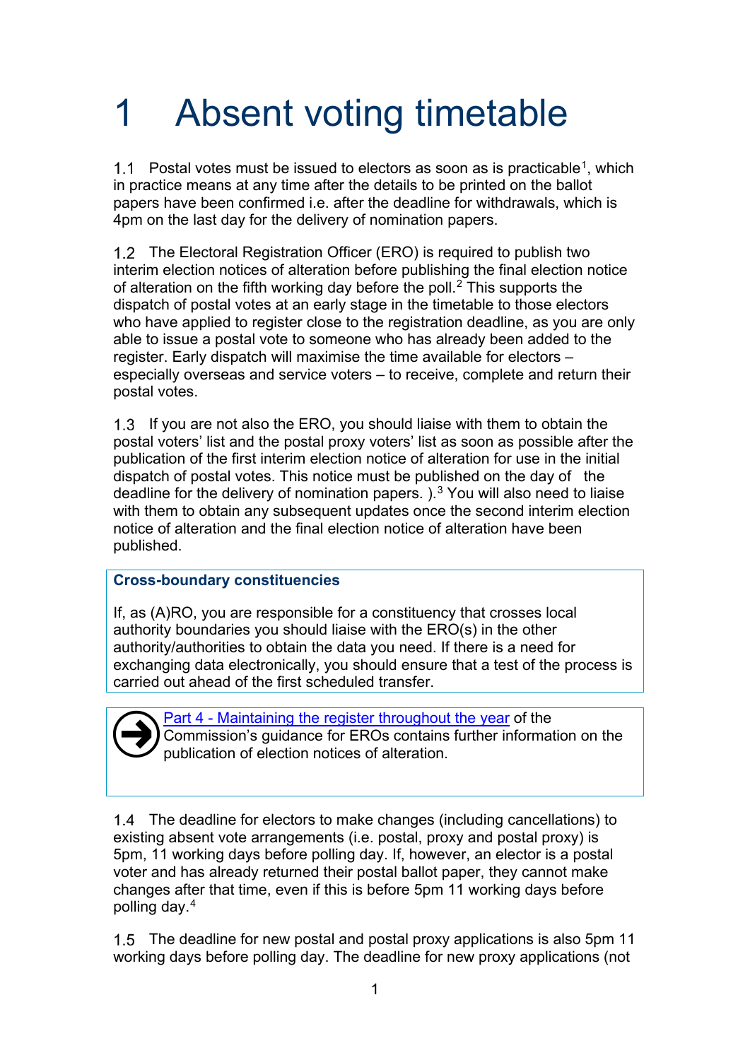# 1 Absent voting timetable

1.1 Postal votes must be issued to electors as soon as is practicable[1], which in practice means at any time after the details to be printed on the ballot papers have been confirmed i.e. after the deadline for withdrawals, which is 4pm on the last day for the delivery of nomination papers.

1.2 The Electoral Registration Officer (ERO) is required to publish two interim election notices of alteration before publishing the final election notice of alteration on the fifth working day before the poll.[2] This supports the dispatch of postal votes at an early stage in the timetable to those electors who have applied to register close to the registration deadline, as you are only able to issue a postal vote to someone who has already been added to the register. Early dispatch will maximise the time available for electors – especially overseas and service voters – to receive, complete and return their postal votes.

1.3 If you are not also the ERO, you should liaise with them to obtain the postal voters' list and the postal proxy voters' list as soon as possible after the publication of the first interim election notice of alteration for use in the initial dispatch of postal votes. This notice must be published on the day of the deadline for the delivery of nomination papers. ).[3] You will also need to liaise with them to obtain any subsequent updates once the second interim election notice of alteration and the final election notice of alteration have been published.

**Cross-boundary constituencies**

If, as (A)RO, you are responsible for a constituency that crosses local authority boundaries you should liaise with the ERO(s) in the other authority/authorities to obtain the data you need. If there is a need for exchanging data electronically, you should ensure that a test of the process is carried out ahead of the first scheduled transfer.

Part 4 - Maintaining the register throughout the year of the Commission's guidance for EROs contains further information on the publication of election notices of alteration.

1.4 The deadline for electors to make changes (including cancellations) to existing absent vote arrangements (i.e. postal, proxy and postal proxy) is 5pm, 11 working days before polling day. If, however, an elector is a postal voter and has already returned their postal ballot paper, they cannot make changes after that time, even if this is before 5pm 11 working days before polling day.[4]

1.5 The deadline for new postal and postal proxy applications is also 5pm 11 working days before polling day. The deadline for new proxy applications (not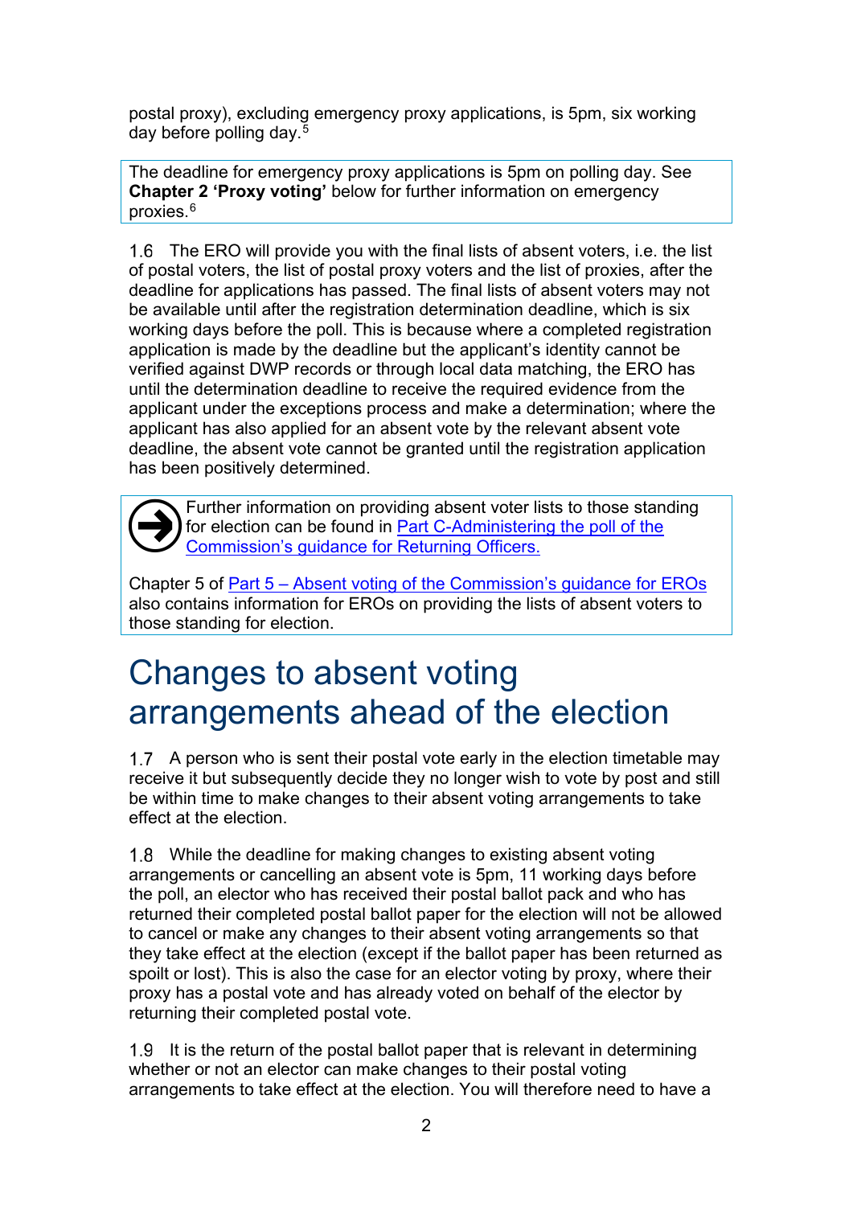postal proxy), excluding emergency proxy applications, is 5pm, six working day before polling day.[5]

> The deadline for emergency proxy applications is 5pm on polling day. See **Chapter 2 'Proxy voting'** below for further information on emergency proxies.[6]

1.6 The ERO will provide you with the final lists of absent voters, i.e. the list of postal voters, the list of postal proxy voters and the list of proxies, after the deadline for applications has passed. The final lists of absent voters may not be available until after the registration determination deadline, which is six working days before the poll. This is because where a completed registration application is made by the deadline but the applicant's identity cannot be verified against DWP records or through local data matching, the ERO has until the determination deadline to receive the required evidence from the applicant under the exceptions process and make a determination; where the applicant has also applied for an absent vote by the relevant absent vote deadline, the absent vote cannot be granted until the registration application has been positively determined.

> Further information on providing absent voter lists to those standing for election can be found in [Part C-Administering the poll of the Commission's guidance for Returning Officers.]()
>
> Chapter 5 of [Part 5 – Absent voting of the Commission's guidance for EROs]() also contains information for EROs on providing the lists of absent voters to those standing for election.

# Changes to absent voting arrangements ahead of the election

1.7 A person who is sent their postal vote early in the election timetable may receive it but subsequently decide they no longer wish to vote by post and still be within time to make changes to their absent voting arrangements to take effect at the election.

1.8 While the deadline for making changes to existing absent voting arrangements or cancelling an absent vote is 5pm, 11 working days before the poll, an elector who has received their postal ballot pack and who has returned their completed postal ballot paper for the election will not be allowed to cancel or make any changes to their absent voting arrangements so that they take effect at the election (except if the ballot paper has been returned as spoilt or lost). This is also the case for an elector voting by proxy, where their proxy has a postal vote and has already voted on behalf of the elector by returning their completed postal vote.

1.9 It is the return of the postal ballot paper that is relevant in determining whether or not an elector can make changes to their postal voting arrangements to take effect at the election. You will therefore need to have a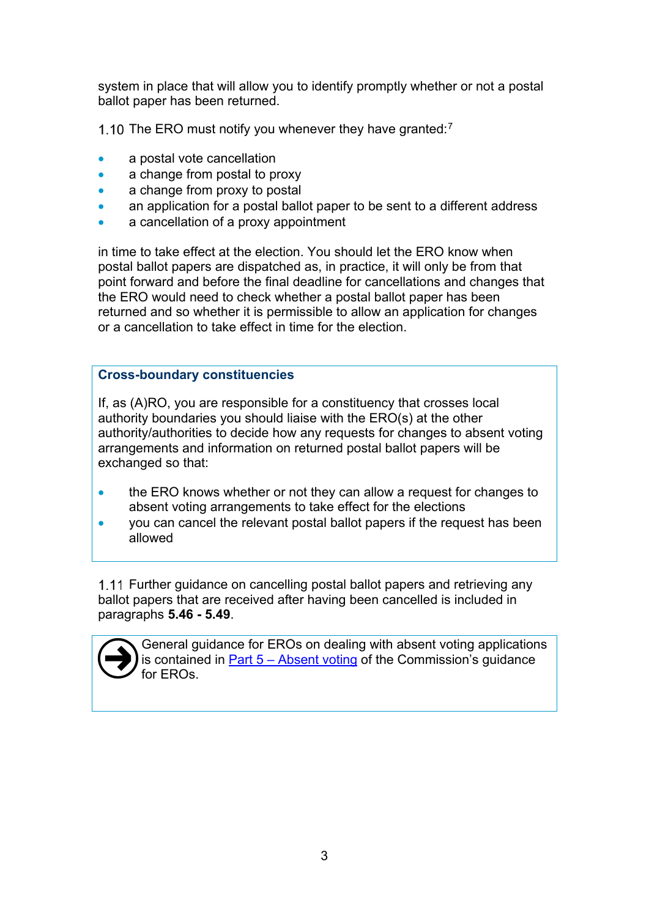system in place that will allow you to identify promptly whether or not a postal ballot paper has been returned.

1.10 The ERO must notify you whenever they have granted:[7]

- a postal vote cancellation
- a change from postal to proxy
- a change from proxy to postal
- an application for a postal ballot paper to be sent to a different address
- a cancellation of a proxy appointment

in time to take effect at the election. You should let the ERO know when postal ballot papers are dispatched as, in practice, it will only be from that point forward and before the final deadline for cancellations and changes that the ERO would need to check whether a postal ballot paper has been returned and so whether it is permissible to allow an application for changes or a cancellation to take effect in time for the election.

**Cross-boundary constituencies**

If, as (A)RO, you are responsible for a constituency that crosses local authority boundaries you should liaise with the ERO(s) at the other authority/authorities to decide how any requests for changes to absent voting arrangements and information on returned postal ballot papers will be exchanged so that:

- the ERO knows whether or not they can allow a request for changes to absent voting arrangements to take effect for the elections
- you can cancel the relevant postal ballot papers if the request has been allowed

1.11 Further guidance on cancelling postal ballot papers and retrieving any ballot papers that are received after having been cancelled is included in paragraphs **5.46 - 5.49**.

General guidance for EROs on dealing with absent voting applications is contained in Part 5 – Absent voting of the Commission's guidance for EROs.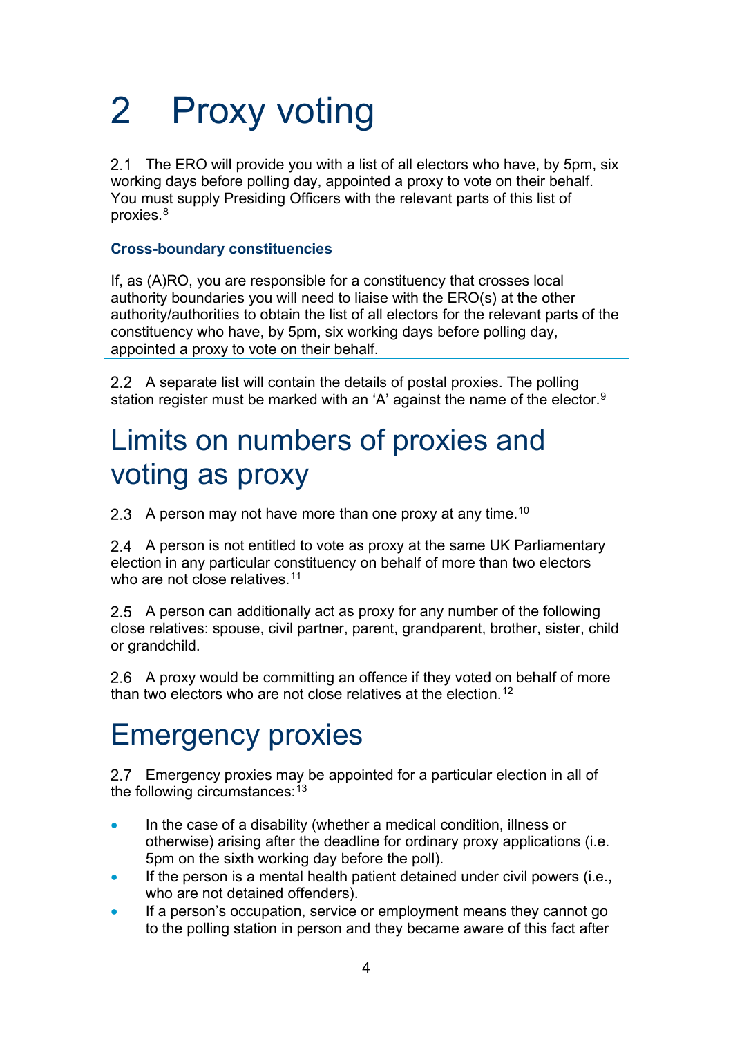# 2 Proxy voting

2.1 The ERO will provide you with a list of all electors who have, by 5pm, six working days before polling day, appointed a proxy to vote on their behalf. You must supply Presiding Officers with the relevant parts of this list of proxies.[8]

> **Cross-boundary constituencies**
>
> If, as (A)RO, you are responsible for a constituency that crosses local authority boundaries you will need to liaise with the ERO(s) at the other authority/authorities to obtain the list of all electors for the relevant parts of the constituency who have, by 5pm, six working days before polling day, appointed a proxy to vote on their behalf.

2.2 A separate list will contain the details of postal proxies. The polling station register must be marked with an 'A' against the name of the elector.[9]

## Limits on numbers of proxies and voting as proxy

2.3 A person may not have more than one proxy at any time.[10]

2.4 A person is not entitled to vote as proxy at the same UK Parliamentary election in any particular constituency on behalf of more than two electors who are not close relatives.[11]

2.5 A person can additionally act as proxy for any number of the following close relatives: spouse, civil partner, parent, grandparent, brother, sister, child or grandchild.

2.6 A proxy would be committing an offence if they voted on behalf of more than two electors who are not close relatives at the election.[12]

## Emergency proxies

2.7 Emergency proxies may be appointed for a particular election in all of the following circumstances:[13]

- In the case of a disability (whether a medical condition, illness or otherwise) arising after the deadline for ordinary proxy applications (i.e. 5pm on the sixth working day before the poll).
- If the person is a mental health patient detained under civil powers (i.e., who are not detained offenders).
- If a person's occupation, service or employment means they cannot go to the polling station in person and they became aware of this fact after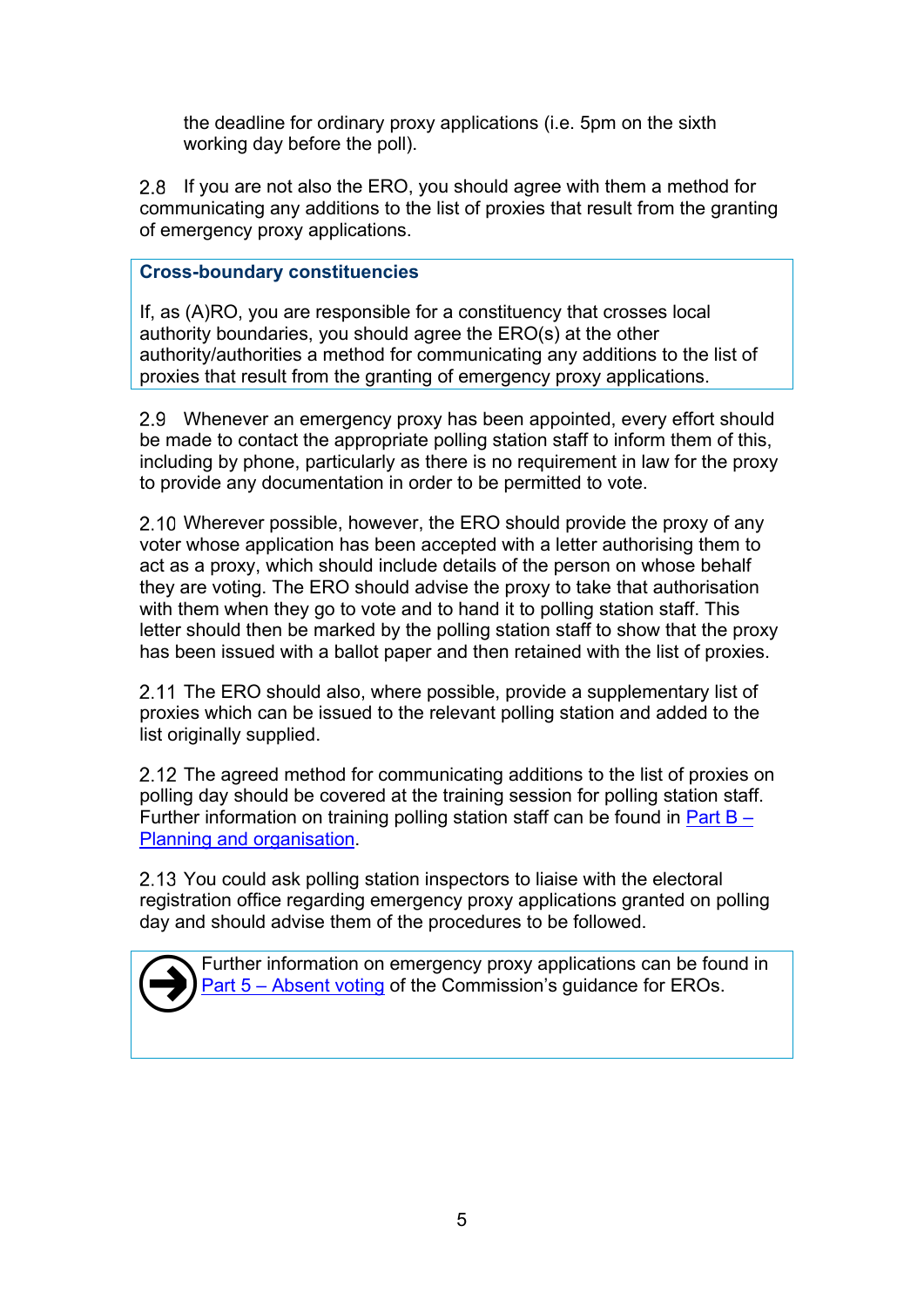the deadline for ordinary proxy applications (i.e. 5pm on the sixth working day before the poll).

2.8 If you are not also the ERO, you should agree with them a method for communicating any additions to the list of proxies that result from the granting of emergency proxy applications.

> **Cross-boundary constituencies**
>
> If, as (A)RO, you are responsible for a constituency that crosses local authority boundaries, you should agree the ERO(s) at the other authority/authorities a method for communicating any additions to the list of proxies that result from the granting of emergency proxy applications.

2.9 Whenever an emergency proxy has been appointed, every effort should be made to contact the appropriate polling station staff to inform them of this, including by phone, particularly as there is no requirement in law for the proxy to provide any documentation in order to be permitted to vote.

2.10 Wherever possible, however, the ERO should provide the proxy of any voter whose application has been accepted with a letter authorising them to act as a proxy, which should include details of the person on whose behalf they are voting. The ERO should advise the proxy to take that authorisation with them when they go to vote and to hand it to polling station staff. This letter should then be marked by the polling station staff to show that the proxy has been issued with a ballot paper and then retained with the list of proxies.

2.11 The ERO should also, where possible, provide a supplementary list of proxies which can be issued to the relevant polling station and added to the list originally supplied.

2.12 The agreed method for communicating additions to the list of proxies on polling day should be covered at the training session for polling station staff. Further information on training polling station staff can be found in Part B – Planning and organisation.

2.13 You could ask polling station inspectors to liaise with the electoral registration office regarding emergency proxy applications granted on polling day and should advise them of the procedures to be followed.

> Further information on emergency proxy applications can be found in Part 5 – Absent voting of the Commission's guidance for EROs.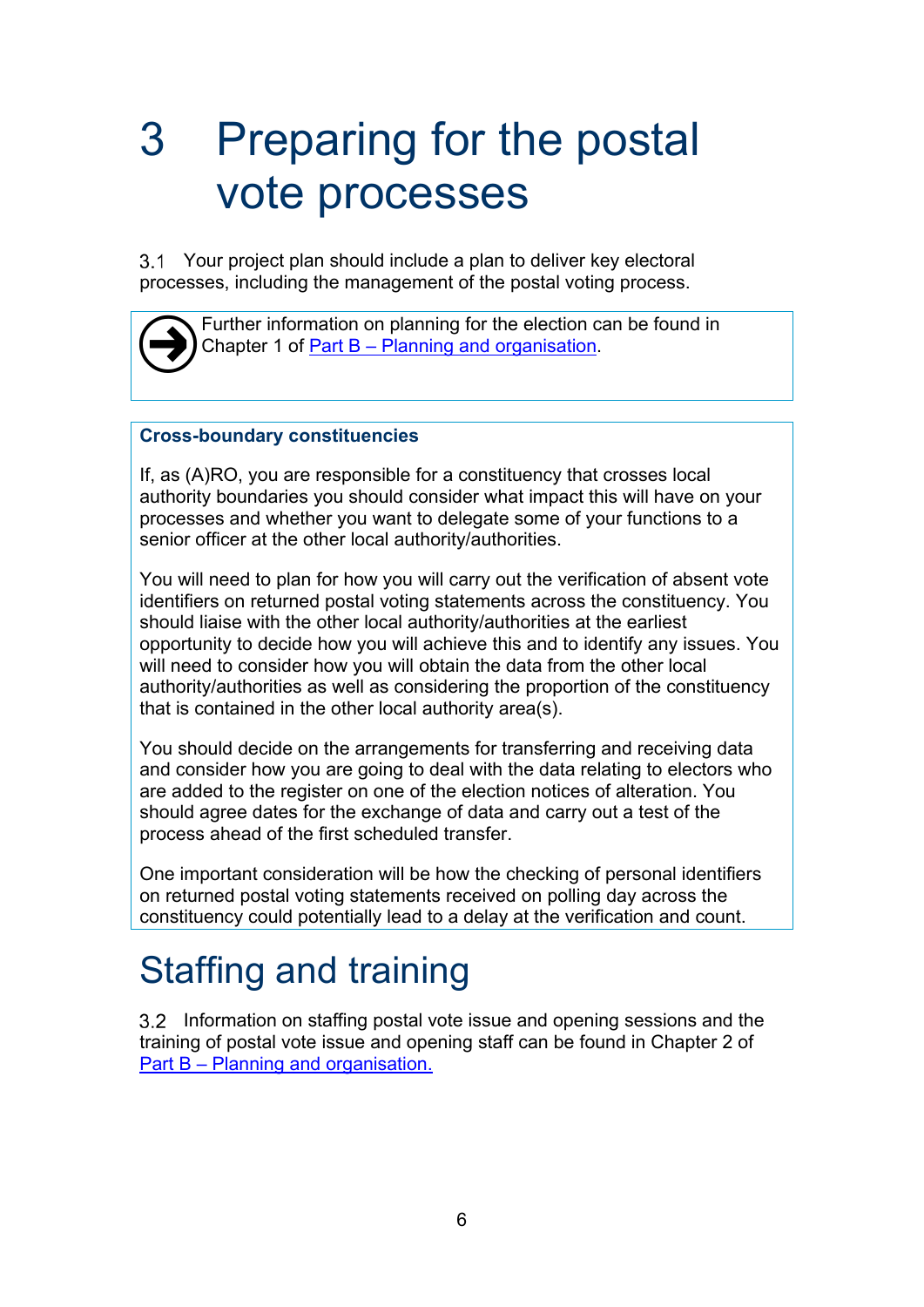# 3 Preparing for the postal vote processes

3.1 Your project plan should include a plan to deliver key electoral processes, including the management of the postal voting process.

> Further information on planning for the election can be found in Chapter 1 of Part B – Planning and organisation.

> **Cross-boundary constituencies**
>
> If, as (A)RO, you are responsible for a constituency that crosses local authority boundaries you should consider what impact this will have on your processes and whether you want to delegate some of your functions to a senior officer at the other local authority/authorities.
>
> You will need to plan for how you will carry out the verification of absent vote identifiers on returned postal voting statements across the constituency. You should liaise with the other local authority/authorities at the earliest opportunity to decide how you will achieve this and to identify any issues. You will need to consider how you will obtain the data from the other local authority/authorities as well as considering the proportion of the constituency that is contained in the other local authority area(s).
>
> You should decide on the arrangements for transferring and receiving data and consider how you are going to deal with the data relating to electors who are added to the register on one of the election notices of alteration. You should agree dates for the exchange of data and carry out a test of the process ahead of the first scheduled transfer.
>
> One important consideration will be how the checking of personal identifiers on returned postal voting statements received on polling day across the constituency could potentially lead to a delay at the verification and count.

## Staffing and training

3.2 Information on staffing postal vote issue and opening sessions and the training of postal vote issue and opening staff can be found in Chapter 2 of Part B – Planning and organisation.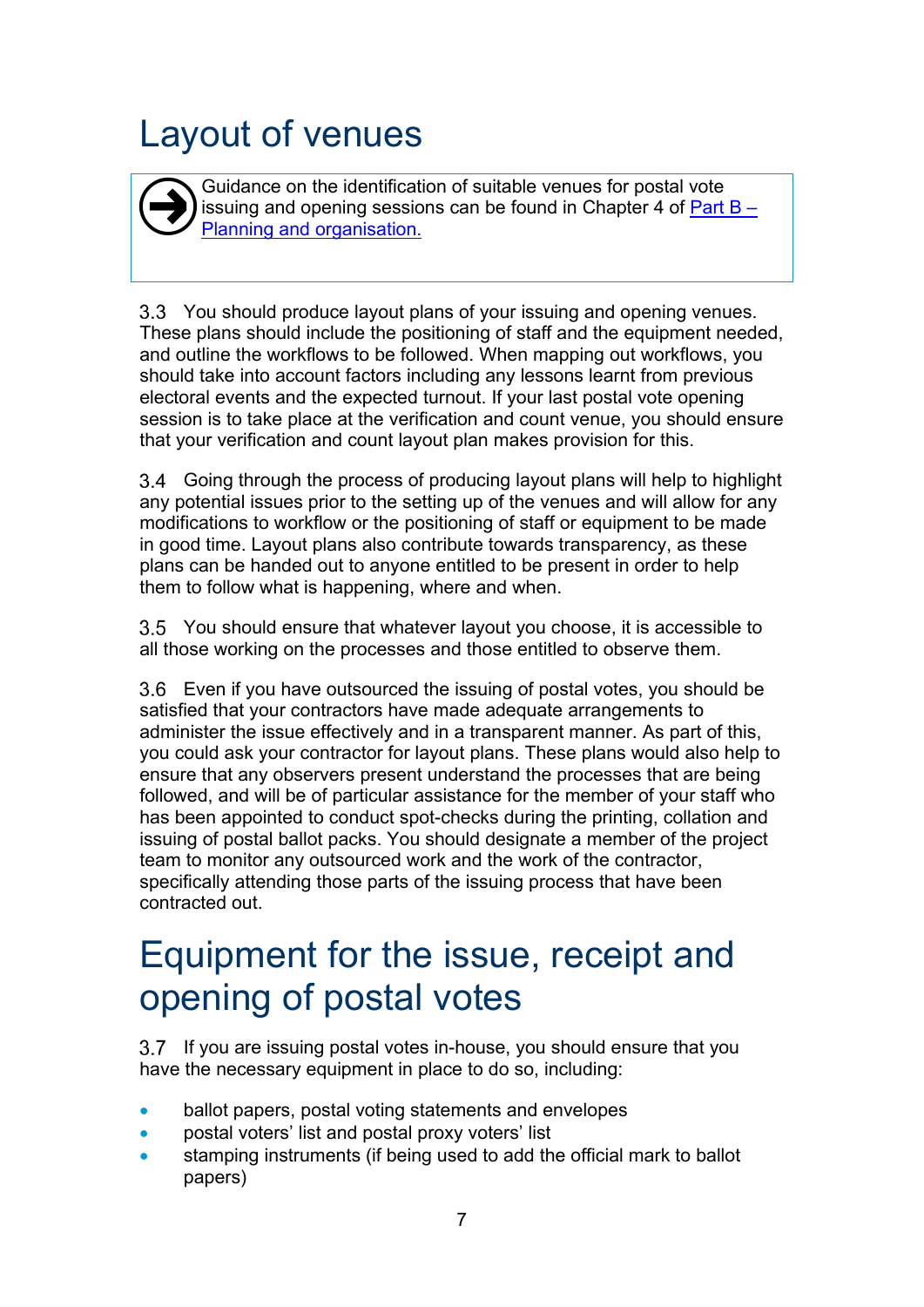# Layout of venues

Guidance on the identification of suitable venues for postal vote issuing and opening sessions can be found in Chapter 4 of [Part B – Planning and organisation.]()

3.3 You should produce layout plans of your issuing and opening venues. These plans should include the positioning of staff and the equipment needed, and outline the workflows to be followed. When mapping out workflows, you should take into account factors including any lessons learnt from previous electoral events and the expected turnout. If your last postal vote opening session is to take place at the verification and count venue, you should ensure that your verification and count layout plan makes provision for this.

3.4 Going through the process of producing layout plans will help to highlight any potential issues prior to the setting up of the venues and will allow for any modifications to workflow or the positioning of staff or equipment to be made in good time. Layout plans also contribute towards transparency, as these plans can be handed out to anyone entitled to be present in order to help them to follow what is happening, where and when.

3.5 You should ensure that whatever layout you choose, it is accessible to all those working on the processes and those entitled to observe them.

3.6 Even if you have outsourced the issuing of postal votes, you should be satisfied that your contractors have made adequate arrangements to administer the issue effectively and in a transparent manner. As part of this, you could ask your contractor for layout plans. These plans would also help to ensure that any observers present understand the processes that are being followed, and will be of particular assistance for the member of your staff who has been appointed to conduct spot-checks during the printing, collation and issuing of postal ballot packs. You should designate a member of the project team to monitor any outsourced work and the work of the contractor, specifically attending those parts of the issuing process that have been contracted out.

# Equipment for the issue, receipt and opening of postal votes

3.7 If you are issuing postal votes in-house, you should ensure that you have the necessary equipment in place to do so, including:

- ballot papers, postal voting statements and envelopes
- postal voters' list and postal proxy voters' list
- stamping instruments (if being used to add the official mark to ballot papers)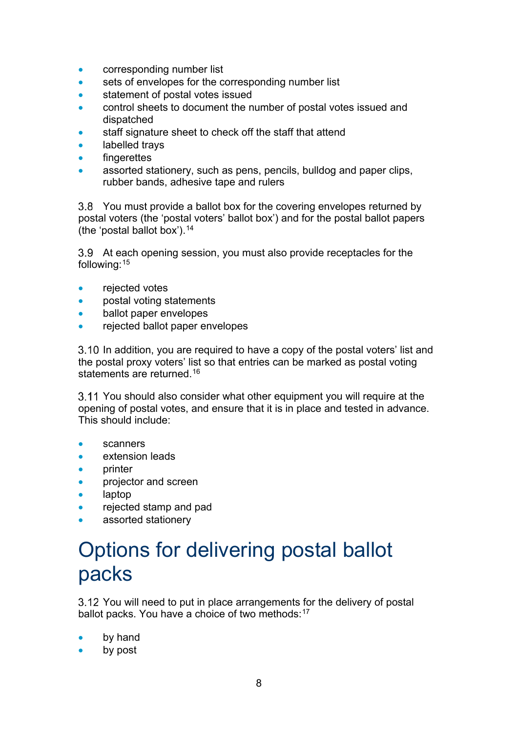- corresponding number list
- sets of envelopes for the corresponding number list
- statement of postal votes issued
- control sheets to document the number of postal votes issued and dispatched
- staff signature sheet to check off the staff that attend
- labelled trays
- fingerettes
- assorted stationery, such as pens, pencils, bulldog and paper clips, rubber bands, adhesive tape and rulers

3.8 You must provide a ballot box for the covering envelopes returned by postal voters (the 'postal voters' ballot box') and for the postal ballot papers (the 'postal ballot box').[14]

3.9 At each opening session, you must also provide receptacles for the following:[15]

- rejected votes
- postal voting statements
- ballot paper envelopes
- rejected ballot paper envelopes

3.10 In addition, you are required to have a copy of the postal voters' list and the postal proxy voters' list so that entries can be marked as postal voting statements are returned.[16]

3.11 You should also consider what other equipment you will require at the opening of postal votes, and ensure that it is in place and tested in advance. This should include:

- scanners
- extension leads
- printer
- projector and screen
- laptop
- rejected stamp and pad
- assorted stationery

# Options for delivering postal ballot packs

3.12 You will need to put in place arrangements for the delivery of postal ballot packs. You have a choice of two methods:[17]

- by hand
- by post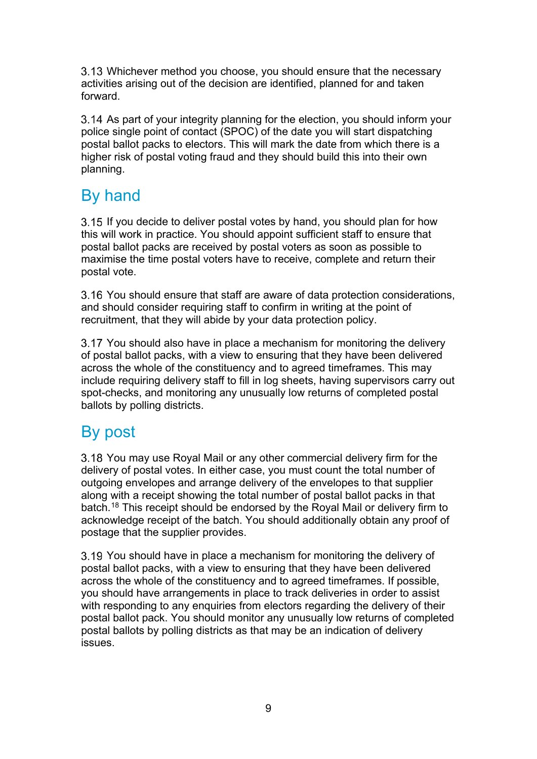3.13 Whichever method you choose, you should ensure that the necessary activities arising out of the decision are identified, planned for and taken forward.

3.14 As part of your integrity planning for the election, you should inform your police single point of contact (SPOC) of the date you will start dispatching postal ballot packs to electors. This will mark the date from which there is a higher risk of postal voting fraud and they should build this into their own planning.

## By hand

3.15 If you decide to deliver postal votes by hand, you should plan for how this will work in practice. You should appoint sufficient staff to ensure that postal ballot packs are received by postal voters as soon as possible to maximise the time postal voters have to receive, complete and return their postal vote.

3.16 You should ensure that staff are aware of data protection considerations, and should consider requiring staff to confirm in writing at the point of recruitment, that they will abide by your data protection policy.

3.17 You should also have in place a mechanism for monitoring the delivery of postal ballot packs, with a view to ensuring that they have been delivered across the whole of the constituency and to agreed timeframes. This may include requiring delivery staff to fill in log sheets, having supervisors carry out spot-checks, and monitoring any unusually low returns of completed postal ballots by polling districts.

## By post

3.18 You may use Royal Mail or any other commercial delivery firm for the delivery of postal votes. In either case, you must count the total number of outgoing envelopes and arrange delivery of the envelopes to that supplier along with a receipt showing the total number of postal ballot packs in that batch.[18] This receipt should be endorsed by the Royal Mail or delivery firm to acknowledge receipt of the batch. You should additionally obtain any proof of postage that the supplier provides.

3.19 You should have in place a mechanism for monitoring the delivery of postal ballot packs, with a view to ensuring that they have been delivered across the whole of the constituency and to agreed timeframes. If possible, you should have arrangements in place to track deliveries in order to assist with responding to any enquiries from electors regarding the delivery of their postal ballot pack. You should monitor any unusually low returns of completed postal ballots by polling districts as that may be an indication of delivery issues.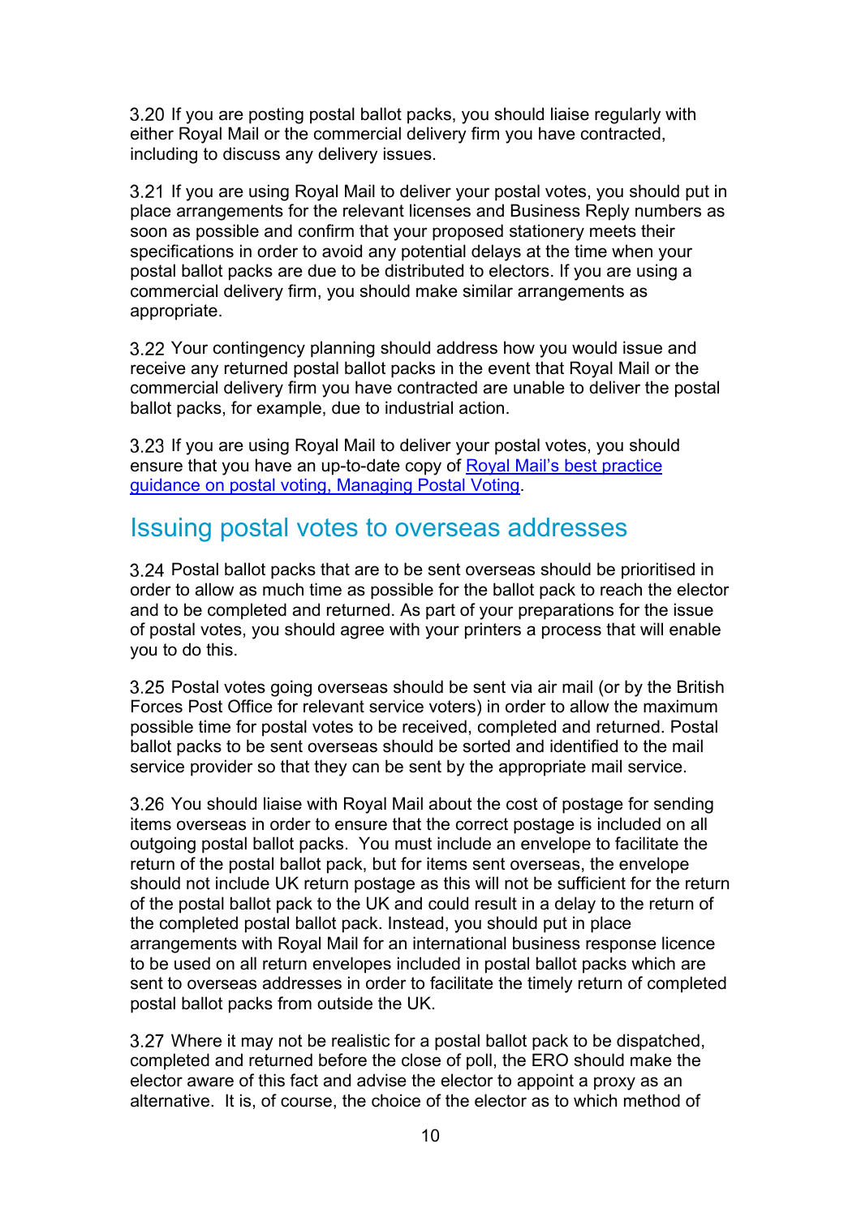3.20 If you are posting postal ballot packs, you should liaise regularly with either Royal Mail or the commercial delivery firm you have contracted, including to discuss any delivery issues.

3.21 If you are using Royal Mail to deliver your postal votes, you should put in place arrangements for the relevant licenses and Business Reply numbers as soon as possible and confirm that your proposed stationery meets their specifications in order to avoid any potential delays at the time when your postal ballot packs are due to be distributed to electors. If you are using a commercial delivery firm, you should make similar arrangements as appropriate.

3.22 Your contingency planning should address how you would issue and receive any returned postal ballot packs in the event that Royal Mail or the commercial delivery firm you have contracted are unable to deliver the postal ballot packs, for example, due to industrial action.

3.23 If you are using Royal Mail to deliver your postal votes, you should ensure that you have an up-to-date copy of [Royal Mail's best practice guidance on postal voting, Managing Postal Voting].

## Issuing postal votes to overseas addresses

3.24 Postal ballot packs that are to be sent overseas should be prioritised in order to allow as much time as possible for the ballot pack to reach the elector and to be completed and returned. As part of your preparations for the issue of postal votes, you should agree with your printers a process that will enable you to do this.

3.25 Postal votes going overseas should be sent via air mail (or by the British Forces Post Office for relevant service voters) in order to allow the maximum possible time for postal votes to be received, completed and returned. Postal ballot packs to be sent overseas should be sorted and identified to the mail service provider so that they can be sent by the appropriate mail service.

3.26 You should liaise with Royal Mail about the cost of postage for sending items overseas in order to ensure that the correct postage is included on all outgoing postal ballot packs. You must include an envelope to facilitate the return of the postal ballot pack, but for items sent overseas, the envelope should not include UK return postage as this will not be sufficient for the return of the postal ballot pack to the UK and could result in a delay to the return of the completed postal ballot pack. Instead, you should put in place arrangements with Royal Mail for an international business response licence to be used on all return envelopes included in postal ballot packs which are sent to overseas addresses in order to facilitate the timely return of completed postal ballot packs from outside the UK.

3.27 Where it may not be realistic for a postal ballot pack to be dispatched, completed and returned before the close of poll, the ERO should make the elector aware of this fact and advise the elector to appoint a proxy as an alternative. It is, of course, the choice of the elector as to which method of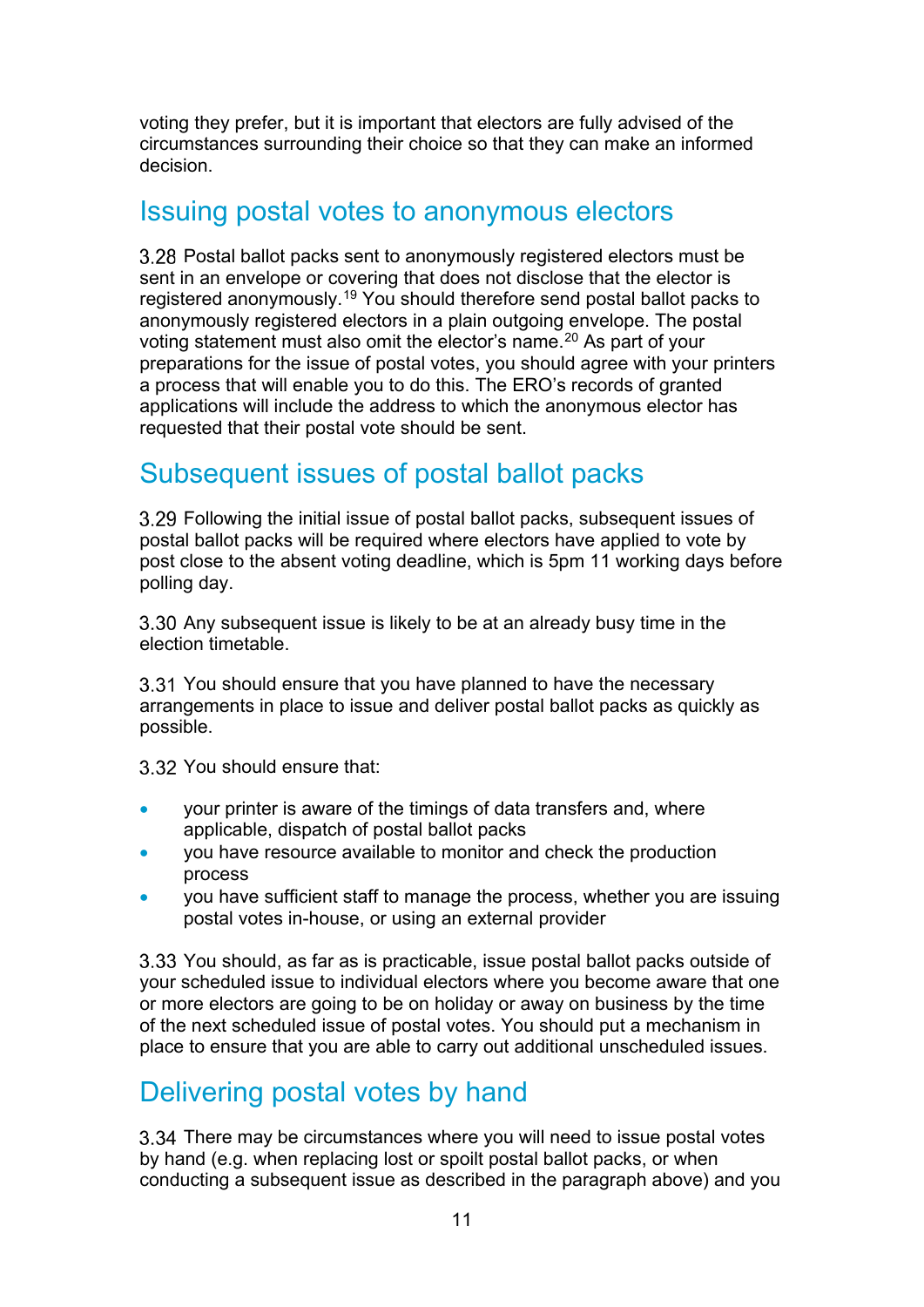voting they prefer, but it is important that electors are fully advised of the circumstances surrounding their choice so that they can make an informed decision.

## Issuing postal votes to anonymous electors

3.28 Postal ballot packs sent to anonymously registered electors must be sent in an envelope or covering that does not disclose that the elector is registered anonymously.[19] You should therefore send postal ballot packs to anonymously registered electors in a plain outgoing envelope. The postal voting statement must also omit the elector's name.[20] As part of your preparations for the issue of postal votes, you should agree with your printers a process that will enable you to do this. The ERO's records of granted applications will include the address to which the anonymous elector has requested that their postal vote should be sent.

## Subsequent issues of postal ballot packs

3.29 Following the initial issue of postal ballot packs, subsequent issues of postal ballot packs will be required where electors have applied to vote by post close to the absent voting deadline, which is 5pm 11 working days before polling day.

3.30 Any subsequent issue is likely to be at an already busy time in the election timetable.

3.31 You should ensure that you have planned to have the necessary arrangements in place to issue and deliver postal ballot packs as quickly as possible.

3.32 You should ensure that:

- your printer is aware of the timings of data transfers and, where applicable, dispatch of postal ballot packs
- you have resource available to monitor and check the production process
- you have sufficient staff to manage the process, whether you are issuing postal votes in-house, or using an external provider

3.33 You should, as far as is practicable, issue postal ballot packs outside of your scheduled issue to individual electors where you become aware that one or more electors are going to be on holiday or away on business by the time of the next scheduled issue of postal votes. You should put a mechanism in place to ensure that you are able to carry out additional unscheduled issues.

## Delivering postal votes by hand

3.34 There may be circumstances where you will need to issue postal votes by hand (e.g. when replacing lost or spoilt postal ballot packs, or when conducting a subsequent issue as described in the paragraph above) and you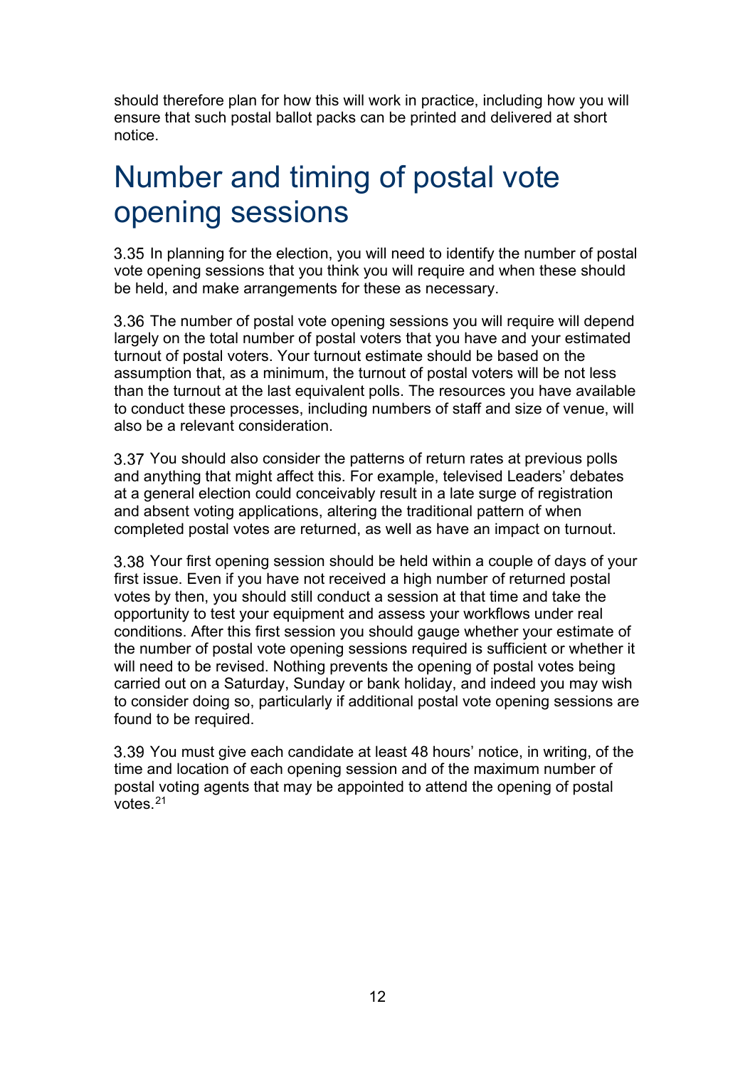should therefore plan for how this will work in practice, including how you will ensure that such postal ballot packs can be printed and delivered at short notice.

## Number and timing of postal vote opening sessions

3.35 In planning for the election, you will need to identify the number of postal vote opening sessions that you think you will require and when these should be held, and make arrangements for these as necessary.

3.36 The number of postal vote opening sessions you will require will depend largely on the total number of postal voters that you have and your estimated turnout of postal voters. Your turnout estimate should be based on the assumption that, as a minimum, the turnout of postal voters will be not less than the turnout at the last equivalent polls. The resources you have available to conduct these processes, including numbers of staff and size of venue, will also be a relevant consideration.

3.37 You should also consider the patterns of return rates at previous polls and anything that might affect this. For example, televised Leaders' debates at a general election could conceivably result in a late surge of registration and absent voting applications, altering the traditional pattern of when completed postal votes are returned, as well as have an impact on turnout.

3.38 Your first opening session should be held within a couple of days of your first issue. Even if you have not received a high number of returned postal votes by then, you should still conduct a session at that time and take the opportunity to test your equipment and assess your workflows under real conditions. After this first session you should gauge whether your estimate of the number of postal vote opening sessions required is sufficient or whether it will need to be revised. Nothing prevents the opening of postal votes being carried out on a Saturday, Sunday or bank holiday, and indeed you may wish to consider doing so, particularly if additional postal vote opening sessions are found to be required.

3.39 You must give each candidate at least 48 hours' notice, in writing, of the time and location of each opening session and of the maximum number of postal voting agents that may be appointed to attend the opening of postal votes.[21]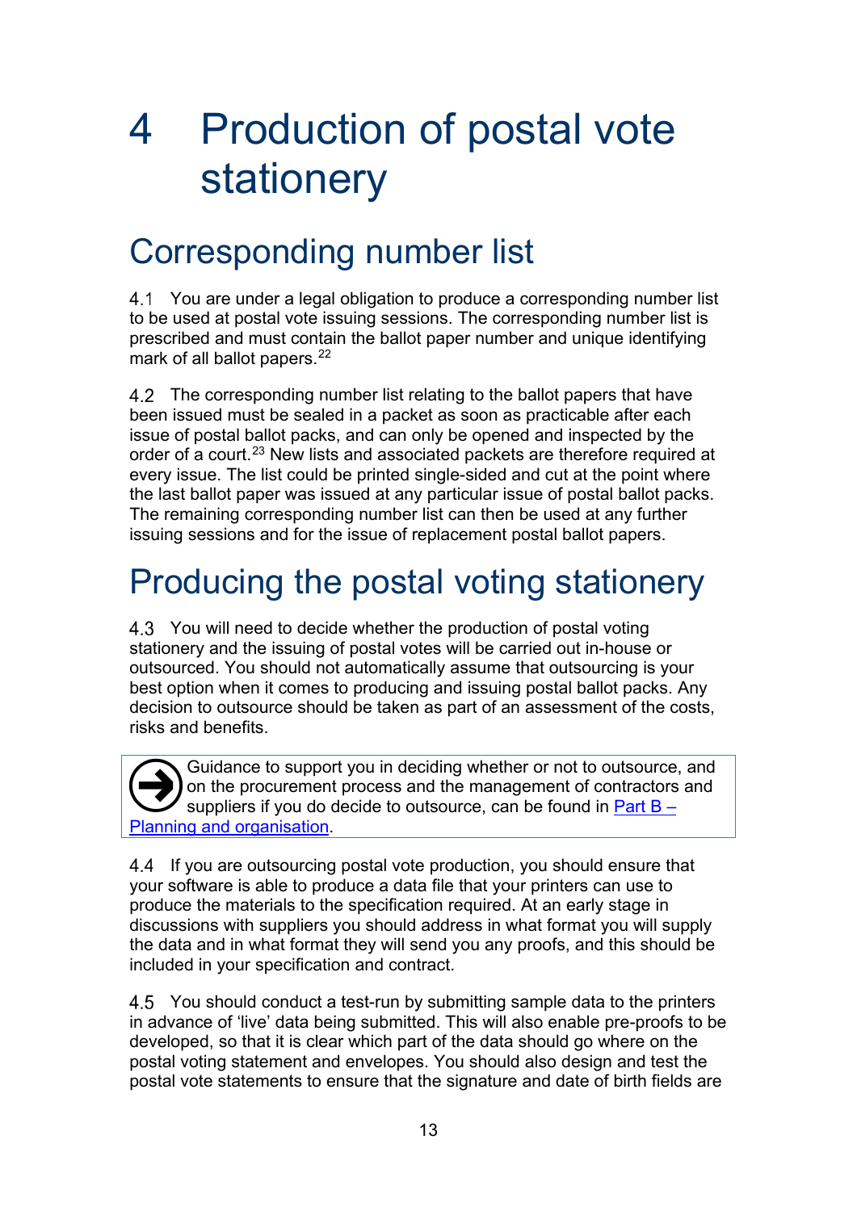# 4 Production of postal vote stationery

## Corresponding number list

4.1 You are under a legal obligation to produce a corresponding number list to be used at postal vote issuing sessions. The corresponding number list is prescribed and must contain the ballot paper number and unique identifying mark of all ballot papers.[22]

4.2 The corresponding number list relating to the ballot papers that have been issued must be sealed in a packet as soon as practicable after each issue of postal ballot packs, and can only be opened and inspected by the order of a court.[23] New lists and associated packets are therefore required at every issue. The list could be printed single-sided and cut at the point where the last ballot paper was issued at any particular issue of postal ballot packs. The remaining corresponding number list can then be used at any further issuing sessions and for the issue of replacement postal ballot papers.

## Producing the postal voting stationery

4.3 You will need to decide whether the production of postal voting stationery and the issuing of postal votes will be carried out in-house or outsourced. You should not automatically assume that outsourcing is your best option when it comes to producing and issuing postal ballot packs. Any decision to outsource should be taken as part of an assessment of the costs, risks and benefits.

> Guidance to support you in deciding whether or not to outsource, and on the procurement process and the management of contractors and suppliers if you do decide to outsource, can be found in [Part B – Planning and organisation](#).

4.4 If you are outsourcing postal vote production, you should ensure that your software is able to produce a data file that your printers can use to produce the materials to the specification required. At an early stage in discussions with suppliers you should address in what format you will supply the data and in what format they will send you any proofs, and this should be included in your specification and contract.

4.5 You should conduct a test-run by submitting sample data to the printers in advance of 'live' data being submitted. This will also enable pre-proofs to be developed, so that it is clear which part of the data should go where on the postal voting statement and envelopes. You should also design and test the postal vote statements to ensure that the signature and date of birth fields are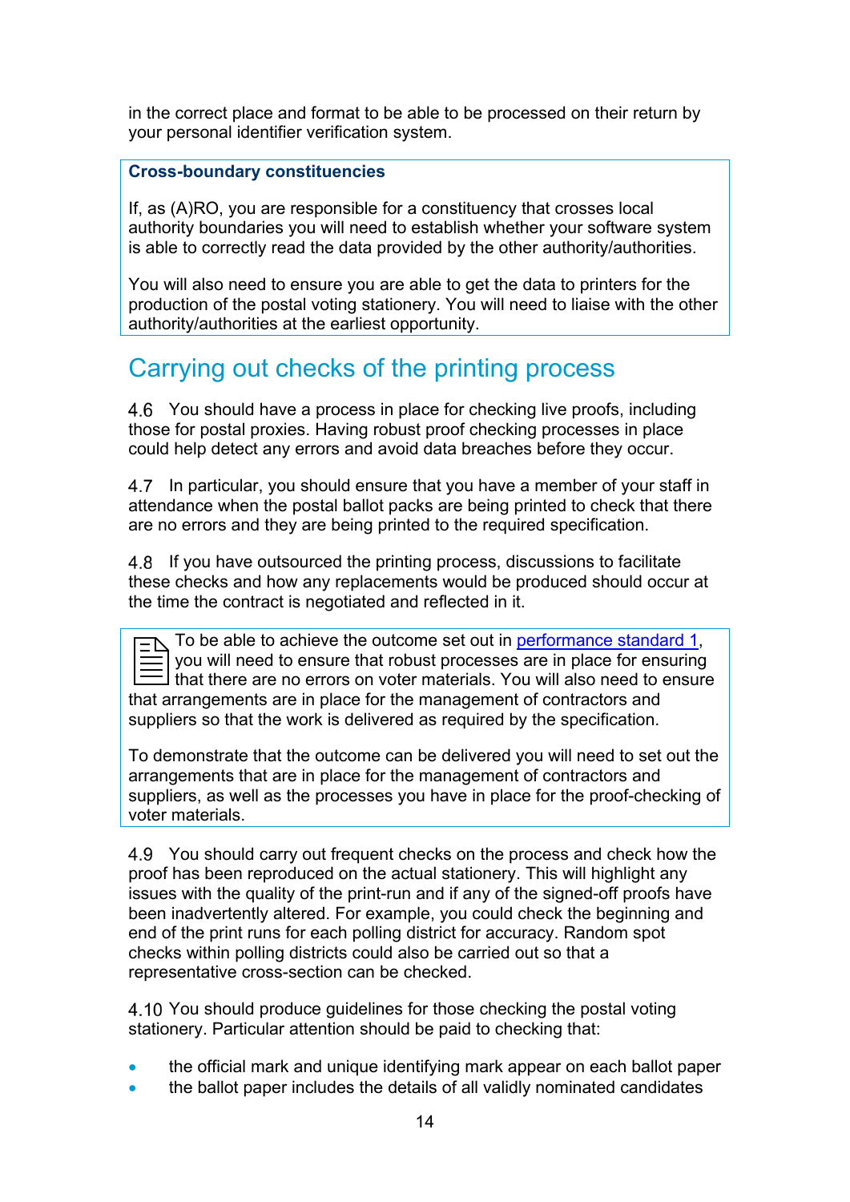in the correct place and format to be able to be processed on their return by your personal identifier verification system.

> **Cross-boundary constituencies**
>
> If, as (A)RO, you are responsible for a constituency that crosses local authority boundaries you will need to establish whether your software system is able to correctly read the data provided by the other authority/authorities.
>
> You will also need to ensure you are able to get the data to printers for the production of the postal voting stationery. You will need to liaise with the other authority/authorities at the earliest opportunity.

## Carrying out checks of the printing process

4.6 You should have a process in place for checking live proofs, including those for postal proxies. Having robust proof checking processes in place could help detect any errors and avoid data breaches before they occur.

4.7 In particular, you should ensure that you have a member of your staff in attendance when the postal ballot packs are being printed to check that there are no errors and they are being printed to the required specification.

4.8 If you have outsourced the printing process, discussions to facilitate these checks and how any replacements would be produced should occur at the time the contract is negotiated and reflected in it.

> To be able to achieve the outcome set out in performance standard 1, you will need to ensure that robust processes are in place for ensuring that there are no errors on voter materials. You will also need to ensure that arrangements are in place for the management of contractors and suppliers so that the work is delivered as required by the specification.
>
> To demonstrate that the outcome can be delivered you will need to set out the arrangements that are in place for the management of contractors and suppliers, as well as the processes you have in place for the proof-checking of voter materials.

4.9 You should carry out frequent checks on the process and check how the proof has been reproduced on the actual stationery. This will highlight any issues with the quality of the print-run and if any of the signed-off proofs have been inadvertently altered. For example, you could check the beginning and end of the print runs for each polling district for accuracy. Random spot checks within polling districts could also be carried out so that a representative cross-section can be checked.

4.10 You should produce guidelines for those checking the postal voting stationery. Particular attention should be paid to checking that:

- the official mark and unique identifying mark appear on each ballot paper
- the ballot paper includes the details of all validly nominated candidates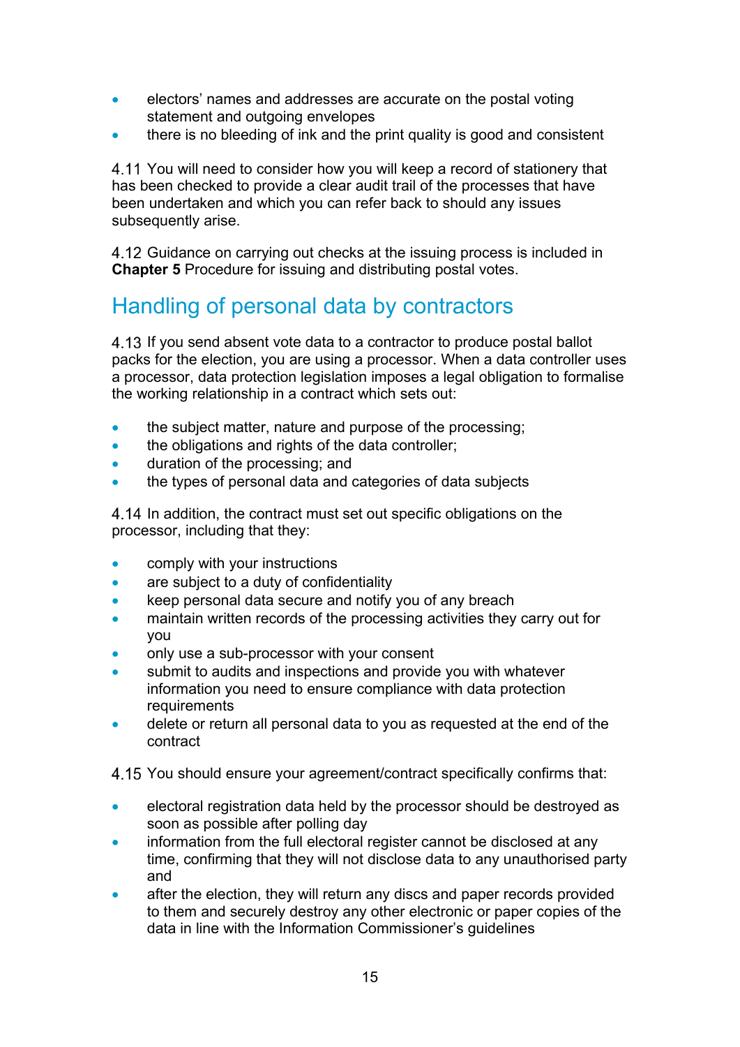- electors' names and addresses are accurate on the postal voting statement and outgoing envelopes
- there is no bleeding of ink and the print quality is good and consistent

4.11 You will need to consider how you will keep a record of stationery that has been checked to provide a clear audit trail of the processes that have been undertaken and which you can refer back to should any issues subsequently arise.

4.12 Guidance on carrying out checks at the issuing process is included in **Chapter 5** Procedure for issuing and distributing postal votes.

## Handling of personal data by contractors

4.13 If you send absent vote data to a contractor to produce postal ballot packs for the election, you are using a processor. When a data controller uses a processor, data protection legislation imposes a legal obligation to formalise the working relationship in a contract which sets out:

- the subject matter, nature and purpose of the processing;
- the obligations and rights of the data controller;
- duration of the processing; and
- the types of personal data and categories of data subjects

4.14 In addition, the contract must set out specific obligations on the processor, including that they:

- comply with your instructions
- are subject to a duty of confidentiality
- keep personal data secure and notify you of any breach
- maintain written records of the processing activities they carry out for you
- only use a sub-processor with your consent
- submit to audits and inspections and provide you with whatever information you need to ensure compliance with data protection requirements
- delete or return all personal data to you as requested at the end of the contract

4.15 You should ensure your agreement/contract specifically confirms that:

- electoral registration data held by the processor should be destroyed as soon as possible after polling day
- information from the full electoral register cannot be disclosed at any time, confirming that they will not disclose data to any unauthorised party and
- after the election, they will return any discs and paper records provided to them and securely destroy any other electronic or paper copies of the data in line with the Information Commissioner's guidelines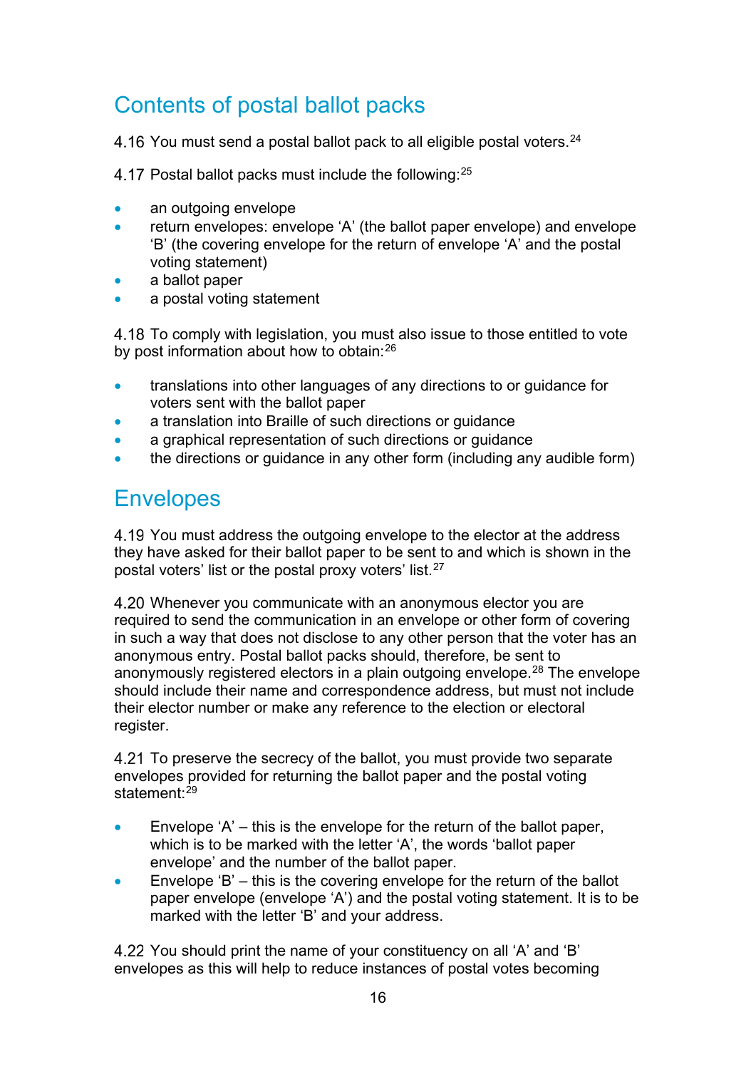## Contents of postal ballot packs

4.16 You must send a postal ballot pack to all eligible postal voters.[24]

4.17 Postal ballot packs must include the following:[25]

- an outgoing envelope
- return envelopes: envelope ‘A’ (the ballot paper envelope) and envelope ‘B’ (the covering envelope for the return of envelope ‘A’ and the postal voting statement)
- a ballot paper
- a postal voting statement

4.18 To comply with legislation, you must also issue to those entitled to vote by post information about how to obtain:[26]

- translations into other languages of any directions to or guidance for voters sent with the ballot paper
- a translation into Braille of such directions or guidance
- a graphical representation of such directions or guidance
- the directions or guidance in any other form (including any audible form)

## Envelopes

4.19 You must address the outgoing envelope to the elector at the address they have asked for their ballot paper to be sent to and which is shown in the postal voters’ list or the postal proxy voters’ list.[27]

4.20 Whenever you communicate with an anonymous elector you are required to send the communication in an envelope or other form of covering in such a way that does not disclose to any other person that the voter has an anonymous entry. Postal ballot packs should, therefore, be sent to anonymously registered electors in a plain outgoing envelope.[28] The envelope should include their name and correspondence address, but must not include their elector number or make any reference to the election or electoral register.

4.21 To preserve the secrecy of the ballot, you must provide two separate envelopes provided for returning the ballot paper and the postal voting statement:[29]

- Envelope ‘A’ – this is the envelope for the return of the ballot paper, which is to be marked with the letter ‘A’, the words ‘ballot paper envelope’ and the number of the ballot paper.
- Envelope ‘B’ – this is the covering envelope for the return of the ballot paper envelope (envelope ‘A’) and the postal voting statement. It is to be marked with the letter ‘B’ and your address.

4.22 You should print the name of your constituency on all ‘A’ and ‘B’ envelopes as this will help to reduce instances of postal votes becoming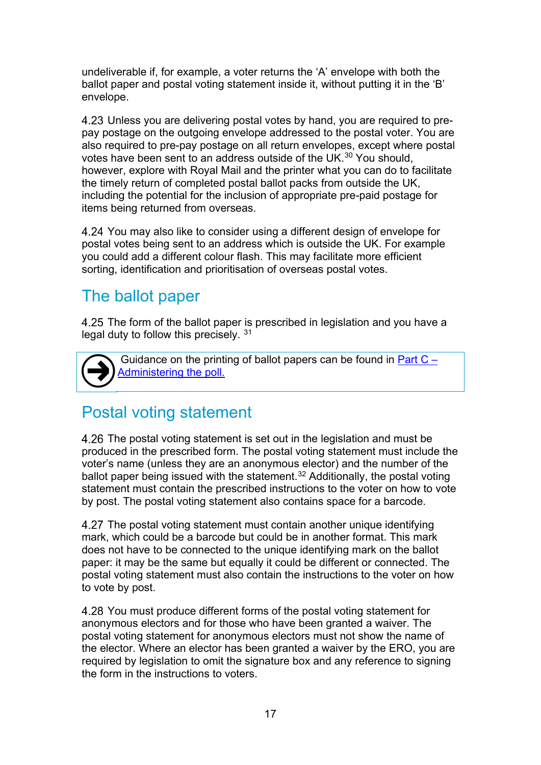undeliverable if, for example, a voter returns the 'A' envelope with both the ballot paper and postal voting statement inside it, without putting it in the 'B' envelope.

4.23 Unless you are delivering postal votes by hand, you are required to pre-pay postage on the outgoing envelope addressed to the postal voter. You are also required to pre-pay postage on all return envelopes, except where postal votes have been sent to an address outside of the UK.[30] You should, however, explore with Royal Mail and the printer what you can do to facilitate the timely return of completed postal ballot packs from outside the UK, including the potential for the inclusion of appropriate pre-paid postage for items being returned from overseas.

4.24 You may also like to consider using a different design of envelope for postal votes being sent to an address which is outside the UK. For example you could add a different colour flash. This may facilitate more efficient sorting, identification and prioritisation of overseas postal votes.

## The ballot paper

4.25 The form of the ballot paper is prescribed in legislation and you have a legal duty to follow this precisely. [31]

> Guidance on the printing of ballot papers can be found in [Part C – Administering the poll.]()

## Postal voting statement

4.26 The postal voting statement is set out in the legislation and must be produced in the prescribed form. The postal voting statement must include the voter's name (unless they are an anonymous elector) and the number of the ballot paper being issued with the statement.[32] Additionally, the postal voting statement must contain the prescribed instructions to the voter on how to vote by post. The postal voting statement also contains space for a barcode.

4.27 The postal voting statement must contain another unique identifying mark, which could be a barcode but could be in another format. This mark does not have to be connected to the unique identifying mark on the ballot paper: it may be the same but equally it could be different or connected. The postal voting statement must also contain the instructions to the voter on how to vote by post.

4.28 You must produce different forms of the postal voting statement for anonymous electors and for those who have been granted a waiver. The postal voting statement for anonymous electors must not show the name of the elector. Where an elector has been granted a waiver by the ERO, you are required by legislation to omit the signature box and any reference to signing the form in the instructions to voters.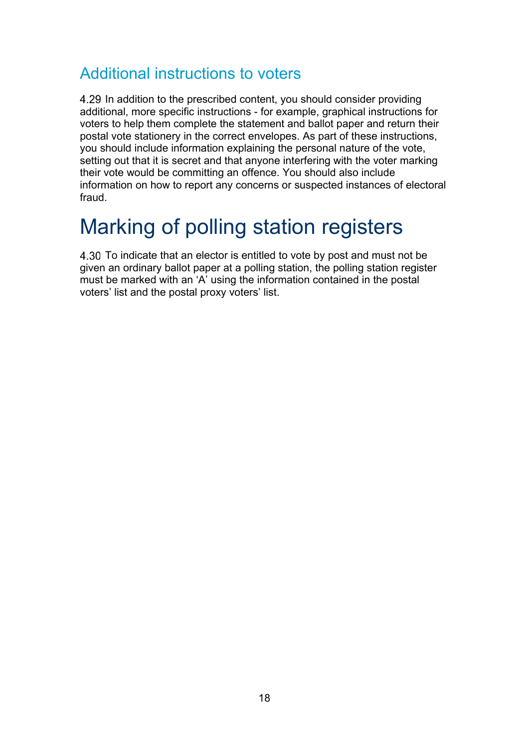### Additional instructions to voters

4.29 In addition to the prescribed content, you should consider providing additional, more specific instructions - for example, graphical instructions for voters to help them complete the statement and ballot paper and return their postal vote stationery in the correct envelopes. As part of these instructions, you should include information explaining the personal nature of the vote, setting out that it is secret and that anyone interfering with the voter marking their vote would be committing an offence. You should also include information on how to report any concerns or suspected instances of electoral fraud.

## Marking of polling station registers

4.30 To indicate that an elector is entitled to vote by post and must not be given an ordinary ballot paper at a polling station, the polling station register must be marked with an 'A' using the information contained in the postal voters' list and the postal proxy voters' list.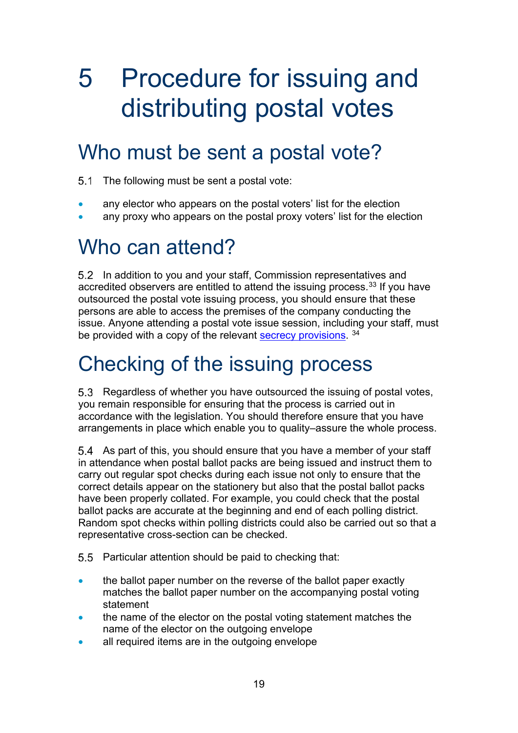# 5 Procedure for issuing and distributing postal votes

## Who must be sent a postal vote?

5.1 The following must be sent a postal vote:

- any elector who appears on the postal voters' list for the election
- any proxy who appears on the postal proxy voters' list for the election

## Who can attend?

5.2 In addition to you and your staff, Commission representatives and accredited observers are entitled to attend the issuing process.[33] If you have outsourced the postal vote issuing process, you should ensure that these persons are able to access the premises of the company conducting the issue. Anyone attending a postal vote issue session, including your staff, must be provided with a copy of the relevant secrecy provisions. [34]

## Checking of the issuing process

5.3 Regardless of whether you have outsourced the issuing of postal votes, you remain responsible for ensuring that the process is carried out in accordance with the legislation. You should therefore ensure that you have arrangements in place which enable you to quality–assure the whole process.

5.4 As part of this, you should ensure that you have a member of your staff in attendance when postal ballot packs are being issued and instruct them to carry out regular spot checks during each issue not only to ensure that the correct details appear on the stationery but also that the postal ballot packs have been properly collated. For example, you could check that the postal ballot packs are accurate at the beginning and end of each polling district. Random spot checks within polling districts could also be carried out so that a representative cross-section can be checked.

5.5 Particular attention should be paid to checking that:

- the ballot paper number on the reverse of the ballot paper exactly matches the ballot paper number on the accompanying postal voting statement
- the name of the elector on the postal voting statement matches the name of the elector on the outgoing envelope
- all required items are in the outgoing envelope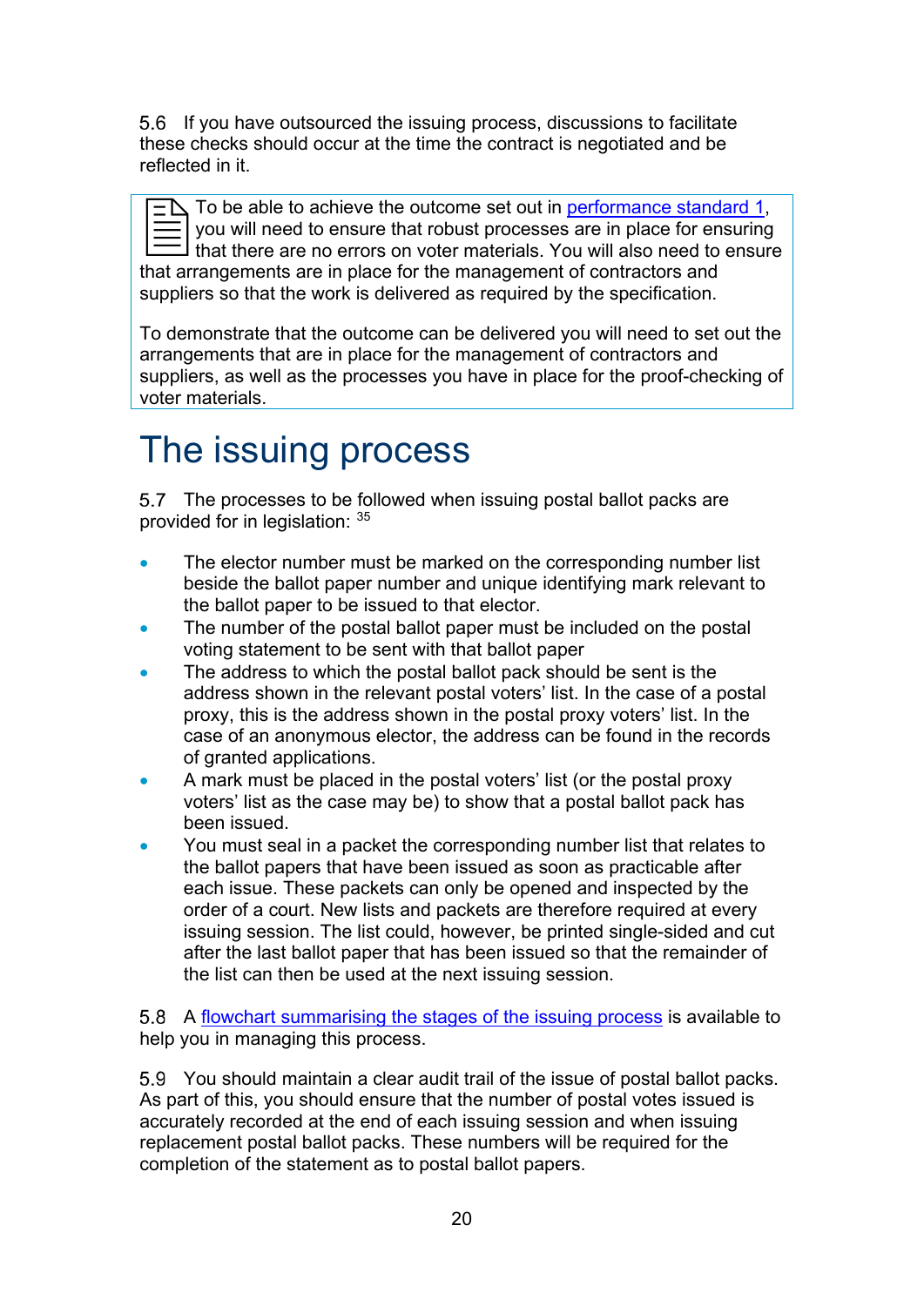5.6 If you have outsourced the issuing process, discussions to facilitate these checks should occur at the time the contract is negotiated and be reflected in it.

> To be able to achieve the outcome set out in performance standard 1, you will need to ensure that robust processes are in place for ensuring that there are no errors on voter materials. You will also need to ensure that arrangements are in place for the management of contractors and suppliers so that the work is delivered as required by the specification.
>
> To demonstrate that the outcome can be delivered you will need to set out the arrangements that are in place for the management of contractors and suppliers, as well as the processes you have in place for the proof-checking of voter materials.

# The issuing process

5.7 The processes to be followed when issuing postal ballot packs are provided for in legislation: [35]

- The elector number must be marked on the corresponding number list beside the ballot paper number and unique identifying mark relevant to the ballot paper to be issued to that elector.
- The number of the postal ballot paper must be included on the postal voting statement to be sent with that ballot paper
- The address to which the postal ballot pack should be sent is the address shown in the relevant postal voters' list. In the case of a postal proxy, this is the address shown in the postal proxy voters' list. In the case of an anonymous elector, the address can be found in the records of granted applications.
- A mark must be placed in the postal voters' list (or the postal proxy voters' list as the case may be) to show that a postal ballot pack has been issued.
- You must seal in a packet the corresponding number list that relates to the ballot papers that have been issued as soon as practicable after each issue. These packets can only be opened and inspected by the order of a court. New lists and packets are therefore required at every issuing session. The list could, however, be printed single-sided and cut after the last ballot paper that has been issued so that the remainder of the list can then be used at the next issuing session.

5.8 A flowchart summarising the stages of the issuing process is available to help you in managing this process.

5.9 You should maintain a clear audit trail of the issue of postal ballot packs. As part of this, you should ensure that the number of postal votes issued is accurately recorded at the end of each issuing session and when issuing replacement postal ballot packs. These numbers will be required for the completion of the statement as to postal ballot papers.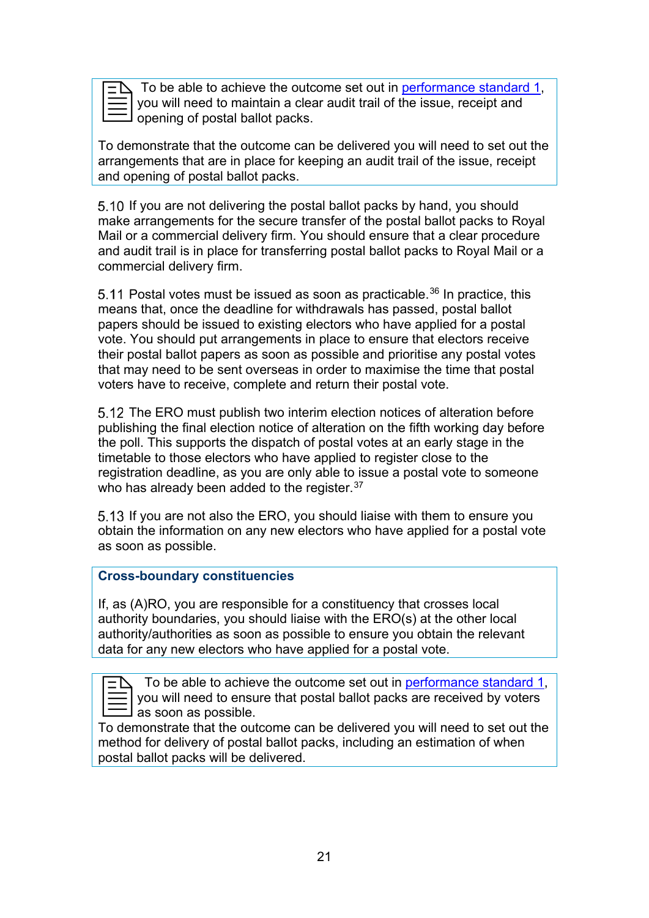To be able to achieve the outcome set out in performance standard 1, you will need to maintain a clear audit trail of the issue, receipt and opening of postal ballot packs.

To demonstrate that the outcome can be delivered you will need to set out the arrangements that are in place for keeping an audit trail of the issue, receipt and opening of postal ballot packs.

5.10 If you are not delivering the postal ballot packs by hand, you should make arrangements for the secure transfer of the postal ballot packs to Royal Mail or a commercial delivery firm. You should ensure that a clear procedure and audit trail is in place for transferring postal ballot packs to Royal Mail or a commercial delivery firm.

5.11 Postal votes must be issued as soon as practicable.[36] In practice, this means that, once the deadline for withdrawals has passed, postal ballot papers should be issued to existing electors who have applied for a postal vote. You should put arrangements in place to ensure that electors receive their postal ballot papers as soon as possible and prioritise any postal votes that may need to be sent overseas in order to maximise the time that postal voters have to receive, complete and return their postal vote.

5.12 The ERO must publish two interim election notices of alteration before publishing the final election notice of alteration on the fifth working day before the poll. This supports the dispatch of postal votes at an early stage in the timetable to those electors who have applied to register close to the registration deadline, as you are only able to issue a postal vote to someone who has already been added to the register.[37]

5.13 If you are not also the ERO, you should liaise with them to ensure you obtain the information on any new electors who have applied for a postal vote as soon as possible.

**Cross-boundary constituencies**

If, as (A)RO, you are responsible for a constituency that crosses local authority boundaries, you should liaise with the ERO(s) at the other local authority/authorities as soon as possible to ensure you obtain the relevant data for any new electors who have applied for a postal vote.

To be able to achieve the outcome set out in performance standard 1, you will need to ensure that postal ballot packs are received by voters as soon as possible.

To demonstrate that the outcome can be delivered you will need to set out the method for delivery of postal ballot packs, including an estimation of when postal ballot packs will be delivered.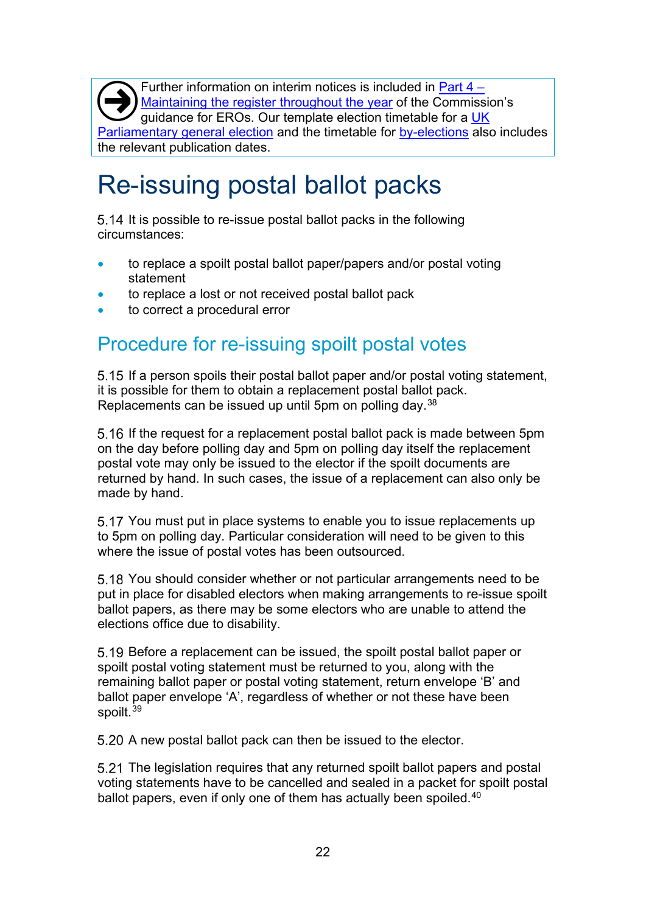Further information on interim notices is included in Part 4 – Maintaining the register throughout the year of the Commission's guidance for EROs. Our template election timetable for a UK Parliamentary general election and the timetable for by-elections also includes the relevant publication dates.

# Re-issuing postal ballot packs

5.14 It is possible to re-issue postal ballot packs in the following circumstances:

- to replace a spoilt postal ballot paper/papers and/or postal voting statement
- to replace a lost or not received postal ballot pack
- to correct a procedural error

## Procedure for re-issuing spoilt postal votes

5.15 If a person spoils their postal ballot paper and/or postal voting statement, it is possible for them to obtain a replacement postal ballot pack. Replacements can be issued up until 5pm on polling day.[38]

5.16 If the request for a replacement postal ballot pack is made between 5pm on the day before polling day and 5pm on polling day itself the replacement postal vote may only be issued to the elector if the spoilt documents are returned by hand. In such cases, the issue of a replacement can also only be made by hand.

5.17 You must put in place systems to enable you to issue replacements up to 5pm on polling day. Particular consideration will need to be given to this where the issue of postal votes has been outsourced.

5.18 You should consider whether or not particular arrangements need to be put in place for disabled electors when making arrangements to re-issue spoilt ballot papers, as there may be some electors who are unable to attend the elections office due to disability.

5.19 Before a replacement can be issued, the spoilt postal ballot paper or spoilt postal voting statement must be returned to you, along with the remaining ballot paper or postal voting statement, return envelope 'B' and ballot paper envelope 'A', regardless of whether or not these have been spoilt.[39]

5.20 A new postal ballot pack can then be issued to the elector.

5.21 The legislation requires that any returned spoilt ballot papers and postal voting statements have to be cancelled and sealed in a packet for spoilt postal ballot papers, even if only one of them has actually been spoilt.[40]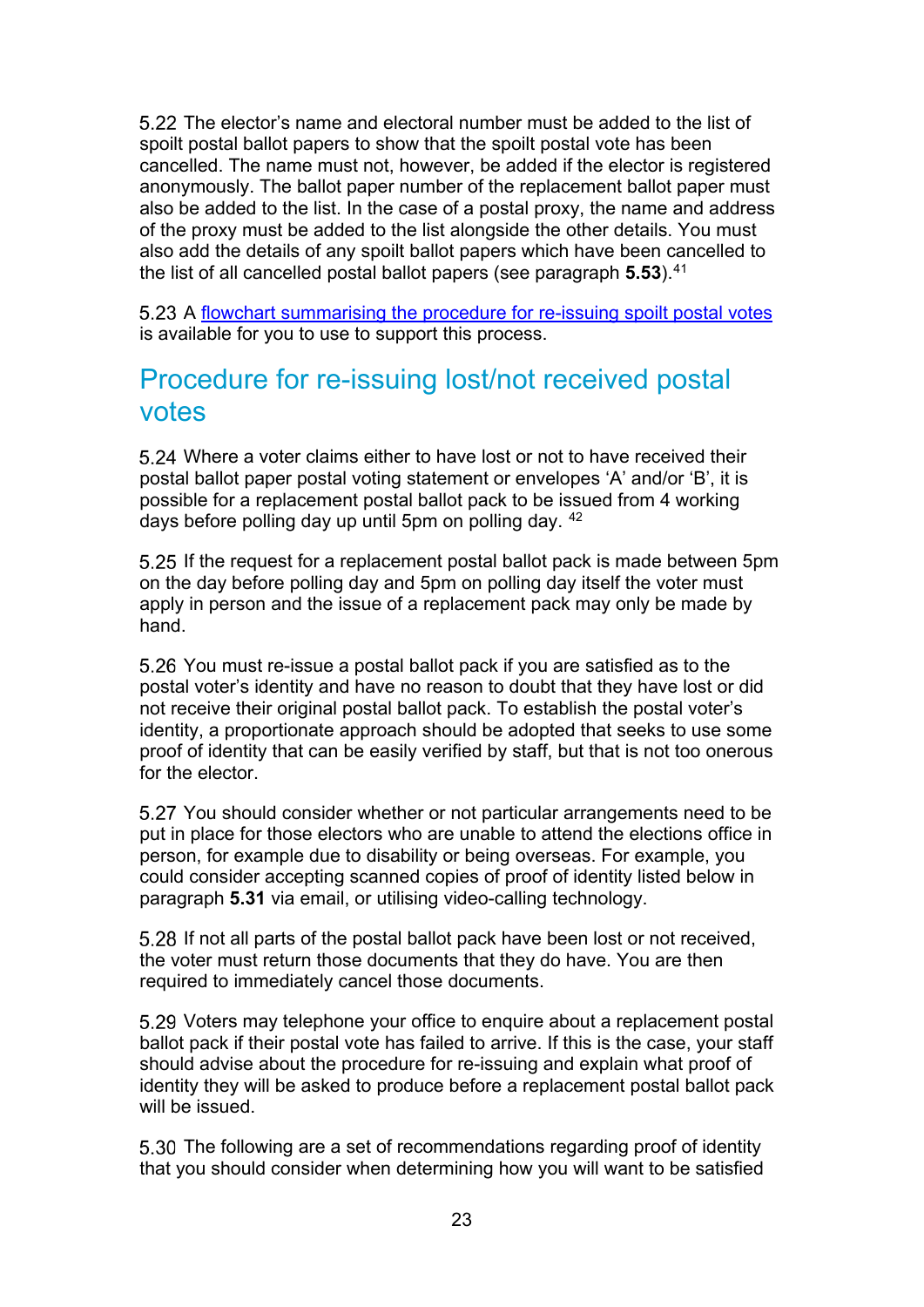5.22 The elector's name and electoral number must be added to the list of spoilt postal ballot papers to show that the spoilt postal vote has been cancelled. The name must not, however, be added if the elector is registered anonymously. The ballot paper number of the replacement ballot paper must also be added to the list. In the case of a postal proxy, the name and address of the proxy must be added to the list alongside the other details. You must also add the details of any spoilt ballot papers which have been cancelled to the list of all cancelled postal ballot papers (see paragraph **5.53**).[41]

5.23 A [flowchart summarising the procedure for re-issuing spoilt postal votes]() is available for you to use to support this process.

## Procedure for re-issuing lost/not received postal votes

5.24 Where a voter claims either to have lost or not to have received their postal ballot paper postal voting statement or envelopes 'A' and/or 'B', it is possible for a replacement postal ballot pack to be issued from 4 working days before polling day up until 5pm on polling day. [42]

5.25 If the request for a replacement postal ballot pack is made between 5pm on the day before polling day and 5pm on polling day itself the voter must apply in person and the issue of a replacement pack may only be made by hand.

5.26 You must re-issue a postal ballot pack if you are satisfied as to the postal voter's identity and have no reason to doubt that they have lost or did not receive their original postal ballot pack. To establish the postal voter's identity, a proportionate approach should be adopted that seeks to use some proof of identity that can be easily verified by staff, but that is not too onerous for the elector.

5.27 You should consider whether or not particular arrangements need to be put in place for those electors who are unable to attend the elections office in person, for example due to disability or being overseas. For example, you could consider accepting scanned copies of proof of identity listed below in paragraph **5.31** via email, or utilising video-calling technology.

5.28 If not all parts of the postal ballot pack have been lost or not received, the voter must return those documents that they do have. You are then required to immediately cancel those documents.

5.29 Voters may telephone your office to enquire about a replacement postal ballot pack if their postal vote has failed to arrive. If this is the case, your staff should advise about the procedure for re-issuing and explain what proof of identity they will be asked to produce before a replacement postal ballot pack will be issued.

5.30 The following are a set of recommendations regarding proof of identity that you should consider when determining how you will want to be satisfied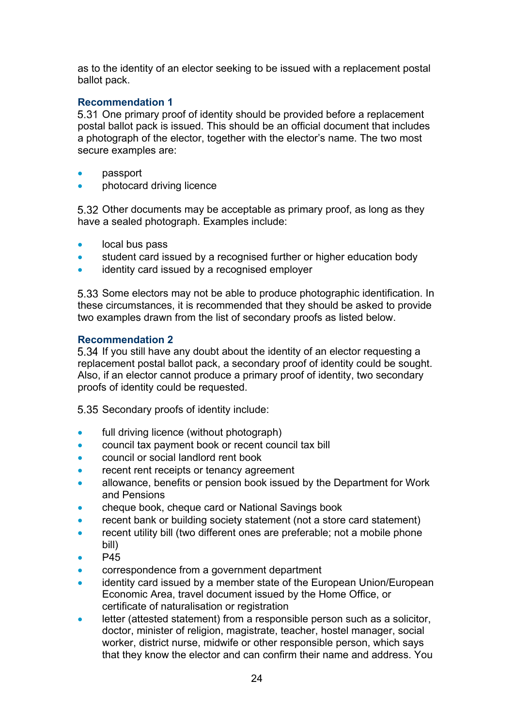as to the identity of an elector seeking to be issued with a replacement postal ballot pack.

### Recommendation 1

5.31 One primary proof of identity should be provided before a replacement postal ballot pack is issued. This should be an official document that includes a photograph of the elector, together with the elector's name. The two most secure examples are:

- passport
- photocard driving licence

5.32 Other documents may be acceptable as primary proof, as long as they have a sealed photograph. Examples include:

- local bus pass
- student card issued by a recognised further or higher education body
- identity card issued by a recognised employer

5.33 Some electors may not be able to produce photographic identification. In these circumstances, it is recommended that they should be asked to provide two examples drawn from the list of secondary proofs as listed below.

### Recommendation 2

5.34 If you still have any doubt about the identity of an elector requesting a replacement postal ballot pack, a secondary proof of identity could be sought. Also, if an elector cannot produce a primary proof of identity, two secondary proofs of identity could be requested.

5.35 Secondary proofs of identity include:

- full driving licence (without photograph)
- council tax payment book or recent council tax bill
- council or social landlord rent book
- recent rent receipts or tenancy agreement
- allowance, benefits or pension book issued by the Department for Work and Pensions
- cheque book, cheque card or National Savings book
- recent bank or building society statement (not a store card statement)
- recent utility bill (two different ones are preferable; not a mobile phone bill)
- P45
- correspondence from a government department
- identity card issued by a member state of the European Union/European Economic Area, travel document issued by the Home Office, or certificate of naturalisation or registration
- letter (attested statement) from a responsible person such as a solicitor, doctor, minister of religion, magistrate, teacher, hostel manager, social worker, district nurse, midwife or other responsible person, which says that they know the elector and can confirm their name and address. You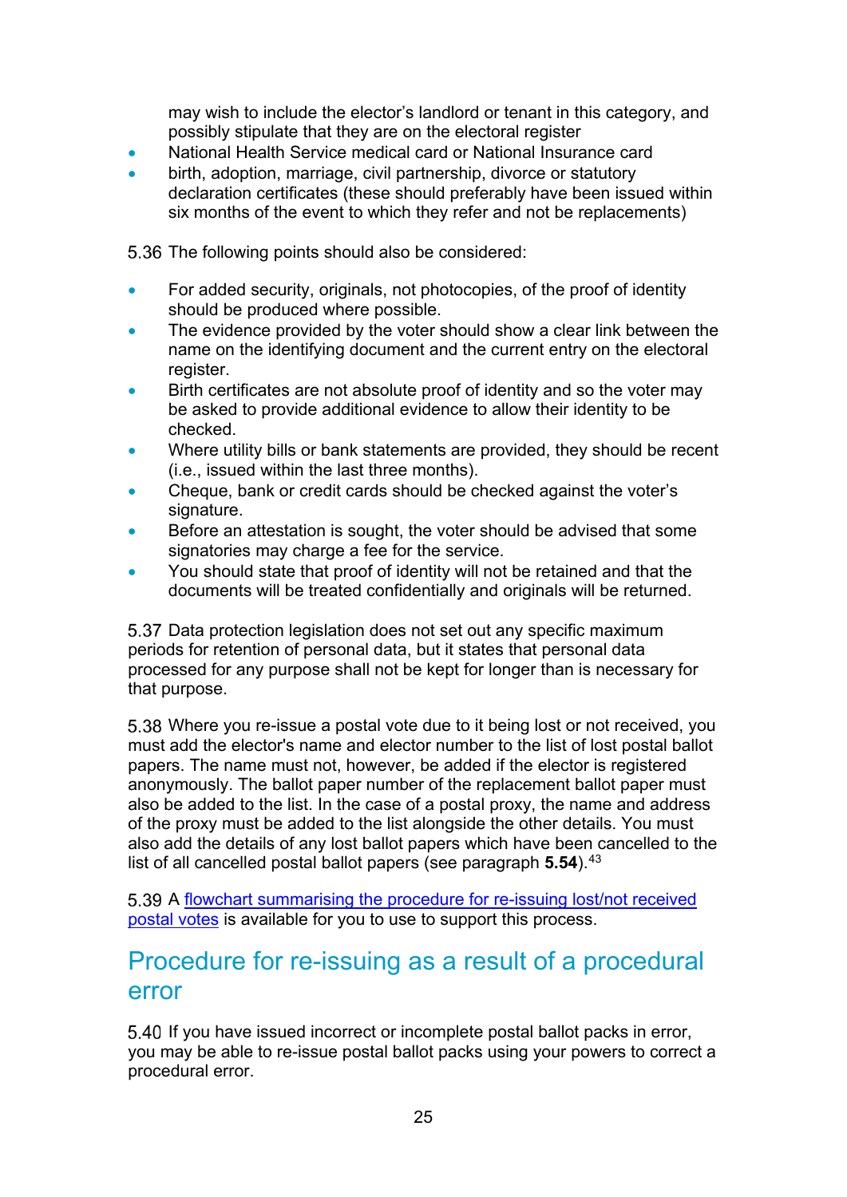may wish to include the elector's landlord or tenant in this category, and possibly stipulate that they are on the electoral register

- National Health Service medical card or National Insurance card
- birth, adoption, marriage, civil partnership, divorce or statutory declaration certificates (these should preferably have been issued within six months of the event to which they refer and not be replacements)

5.36 The following points should also be considered:

- For added security, originals, not photocopies, of the proof of identity should be produced where possible.
- The evidence provided by the voter should show a clear link between the name on the identifying document and the current entry on the electoral register.
- Birth certificates are not absolute proof of identity and so the voter may be asked to provide additional evidence to allow their identity to be checked.
- Where utility bills or bank statements are provided, they should be recent (i.e., issued within the last three months).
- Cheque, bank or credit cards should be checked against the voter's signature.
- Before an attestation is sought, the voter should be advised that some signatories may charge a fee for the service.
- You should state that proof of identity will not be retained and that the documents will be treated confidentially and originals will be returned.

5.37 Data protection legislation does not set out any specific maximum periods for retention of personal data, but it states that personal data processed for any purpose shall not be kept for longer than is necessary for that purpose.

5.38 Where you re-issue a postal vote due to it being lost or not received, you must add the elector's name and elector number to the list of lost postal ballot papers. The name must not, however, be added if the elector is registered anonymously. The ballot paper number of the replacement ballot paper must also be added to the list. In the case of a postal proxy, the name and address of the proxy must be added to the list alongside the other details. You must also add the details of any lost ballot papers which have been cancelled to the list of all cancelled postal ballot papers (see paragraph **5.54**).[43]

5.39 A flowchart summarising the procedure for re-issuing lost/not received postal votes is available for you to use to support this process.

## Procedure for re-issuing as a result of a procedural error

5.40 If you have issued incorrect or incomplete postal ballot packs in error, you may be able to re-issue postal ballot packs using your powers to correct a procedural error.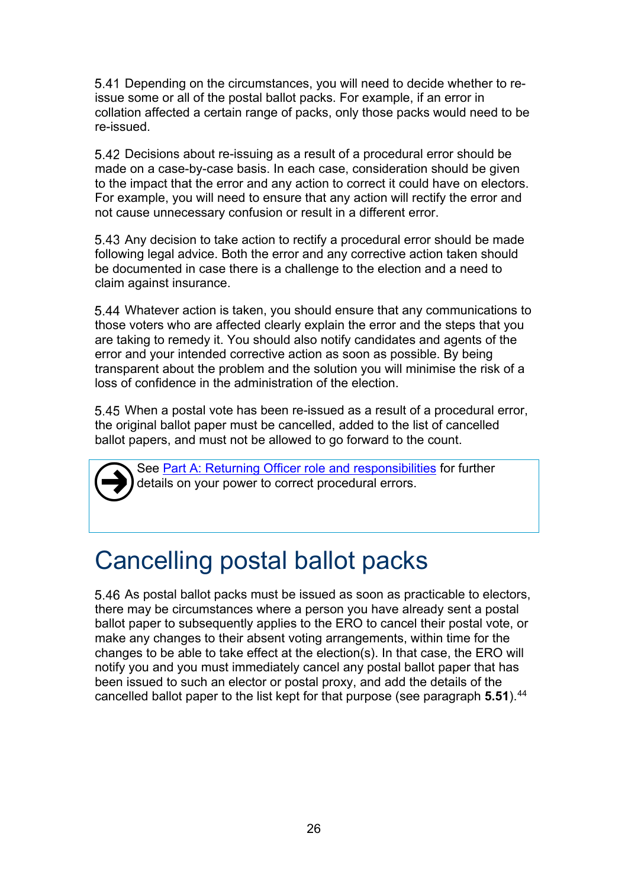5.41 Depending on the circumstances, you will need to decide whether to re-issue some or all of the postal ballot packs. For example, if an error in collation affected a certain range of packs, only those packs would need to be re-issued.

5.42 Decisions about re-issuing as a result of a procedural error should be made on a case-by-case basis. In each case, consideration should be given to the impact that the error and any action to correct it could have on electors. For example, you will need to ensure that any action will rectify the error and not cause unnecessary confusion or result in a different error.

5.43 Any decision to take action to rectify a procedural error should be made following legal advice. Both the error and any corrective action taken should be documented in case there is a challenge to the election and a need to claim against insurance.

5.44 Whatever action is taken, you should ensure that any communications to those voters who are affected clearly explain the error and the steps that you are taking to remedy it. You should also notify candidates and agents of the error and your intended corrective action as soon as possible. By being transparent about the problem and the solution you will minimise the risk of a loss of confidence in the administration of the election.

5.45 When a postal vote has been re-issued as a result of a procedural error, the original ballot paper must be cancelled, added to the list of cancelled ballot papers, and must not be allowed to go forward to the count.

> See Part A: Returning Officer role and responsibilities for further details on your power to correct procedural errors.

# Cancelling postal ballot packs

5.46 As postal ballot packs must be issued as soon as practicable to electors, there may be circumstances where a person you have already sent a postal ballot paper to subsequently applies to the ERO to cancel their postal vote, or make any changes to their absent voting arrangements, within time for the changes to be able to take effect at the election(s). In that case, the ERO will notify you and you must immediately cancel any postal ballot paper that has been issued to such an elector or postal proxy, and add the details of the cancelled ballot paper to the list kept for that purpose (see paragraph **5.51**).[44]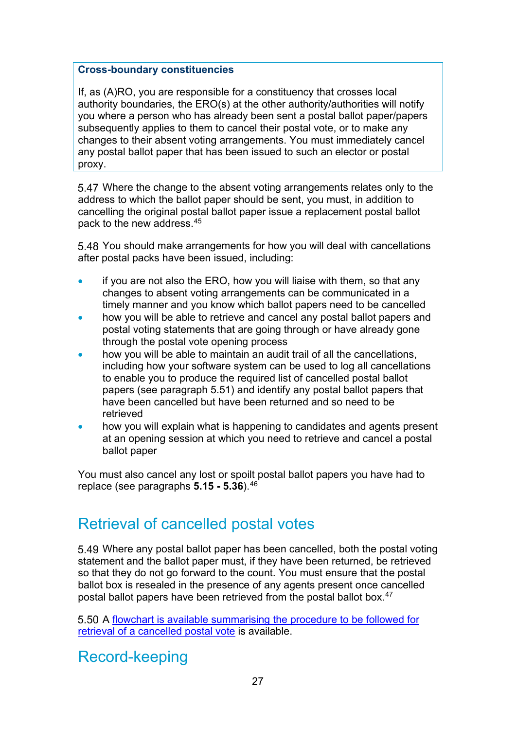**Cross-boundary constituencies**

If, as (A)RO, you are responsible for a constituency that crosses local authority boundaries, the ERO(s) at the other authority/authorities will notify you where a person who has already been sent a postal ballot paper/papers subsequently applies to them to cancel their postal vote, or to make any changes to their absent voting arrangements. You must immediately cancel any postal ballot paper that has been issued to such an elector or postal proxy.

5.47 Where the change to the absent voting arrangements relates only to the address to which the ballot paper should be sent, you must, in addition to cancelling the original postal ballot paper issue a replacement postal ballot pack to the new address.[45]

5.48 You should make arrangements for how you will deal with cancellations after postal packs have been issued, including:

- if you are not also the ERO, how you will liaise with them, so that any changes to absent voting arrangements can be communicated in a timely manner and you know which ballot papers need to be cancelled
- how you will be able to retrieve and cancel any postal ballot papers and postal voting statements that are going through or have already gone through the postal vote opening process
- how you will be able to maintain an audit trail of all the cancellations, including how your software system can be used to log all cancellations to enable you to produce the required list of cancelled postal ballot papers (see paragraph 5.51) and identify any postal ballot papers that have been cancelled but have been returned and so need to be retrieved
- how you will explain what is happening to candidates and agents present at an opening session at which you need to retrieve and cancel a postal ballot paper

You must also cancel any lost or spoilt postal ballot papers you have had to replace (see paragraphs **5.15 - 5.36**).[46]

## Retrieval of cancelled postal votes

5.49 Where any postal ballot paper has been cancelled, both the postal voting statement and the ballot paper must, if they have been returned, be retrieved so that they do not go forward to the count. You must ensure that the postal ballot box is resealed in the presence of any agents present once cancelled postal ballot papers have been retrieved from the postal ballot box.[47]

5.50 A flowchart is available summarising the procedure to be followed for retrieval of a cancelled postal vote is available.

## Record-keeping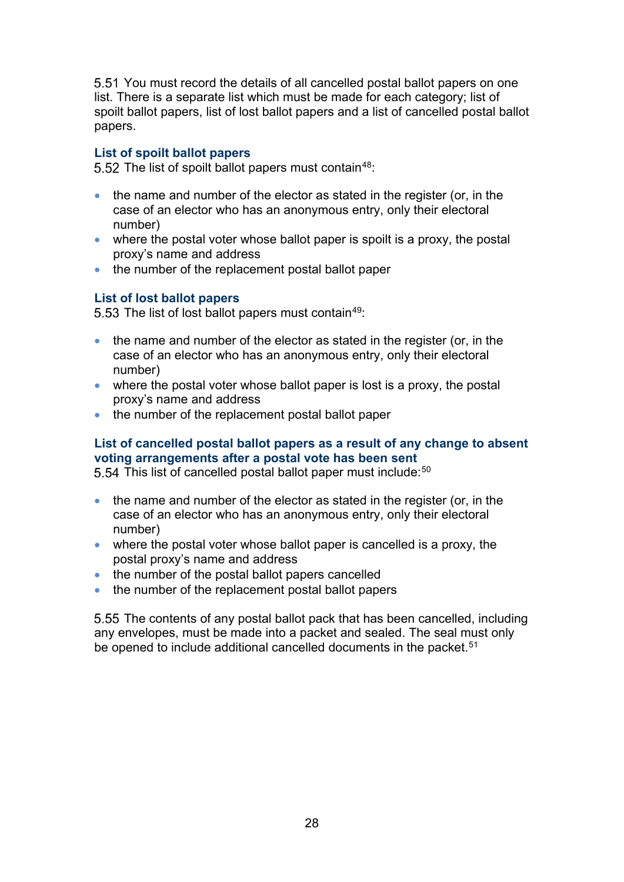5.51 You must record the details of all cancelled postal ballot papers on one list. There is a separate list which must be made for each category; list of spoilt ballot papers, list of lost ballot papers and a list of cancelled postal ballot papers.

### List of spoilt ballot papers

5.52 The list of spoilt ballot papers must contain[48]:

- the name and number of the elector as stated in the register (or, in the case of an elector who has an anonymous entry, only their electoral number)
- where the postal voter whose ballot paper is spoilt is a proxy, the postal proxy's name and address
- the number of the replacement postal ballot paper

### List of lost ballot papers

5.53 The list of lost ballot papers must contain[49]:

- the name and number of the elector as stated in the register (or, in the case of an elector who has an anonymous entry, only their electoral number)
- where the postal voter whose ballot paper is lost is a proxy, the postal proxy's name and address
- the number of the replacement postal ballot paper

### List of cancelled postal ballot papers as a result of any change to absent voting arrangements after a postal vote has been sent

5.54 This list of cancelled postal ballot paper must include:[50]

- the name and number of the elector as stated in the register (or, in the case of an elector who has an anonymous entry, only their electoral number)
- where the postal voter whose ballot paper is cancelled is a proxy, the postal proxy's name and address
- the number of the postal ballot papers cancelled
- the number of the replacement postal ballot papers

5.55 The contents of any postal ballot pack that has been cancelled, including any envelopes, must be made into a packet and sealed. The seal must only be opened to include additional cancelled documents in the packet.[51]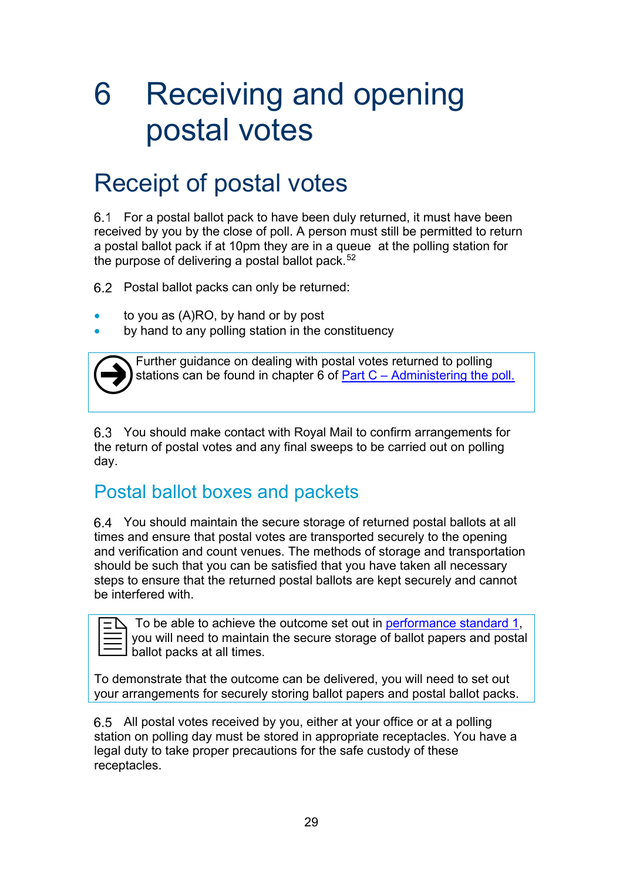# 6 Receiving and opening postal votes

## Receipt of postal votes

6.1 For a postal ballot pack to have been duly returned, it must have been received by you by the close of poll. A person must still be permitted to return a postal ballot pack if at 10pm they are in a queue at the polling station for the purpose of delivering a postal ballot pack.[52]

6.2 Postal ballot packs can only be returned:

- to you as (A)RO, by hand or by post
- by hand to any polling station in the constituency

> Further guidance on dealing with postal votes returned to polling stations can be found in chapter 6 of Part C – Administering the poll.

6.3 You should make contact with Royal Mail to confirm arrangements for the return of postal votes and any final sweeps to be carried out on polling day.

### Postal ballot boxes and packets

6.4 You should maintain the secure storage of returned postal ballots at all times and ensure that postal votes are transported securely to the opening and verification and count venues. The methods of storage and transportation should be such that you can be satisfied that you have taken all necessary steps to ensure that the returned postal ballots are kept securely and cannot be interfered with.

> To be able to achieve the outcome set out in performance standard 1, you will need to maintain the secure storage of ballot papers and postal ballot packs at all times.
>
> To demonstrate that the outcome can be delivered, you will need to set out your arrangements for securely storing ballot papers and postal ballot packs.

6.5 All postal votes received by you, either at your office or at a polling station on polling day must be stored in appropriate receptacles. You have a legal duty to take proper precautions for the safe custody of these receptacles.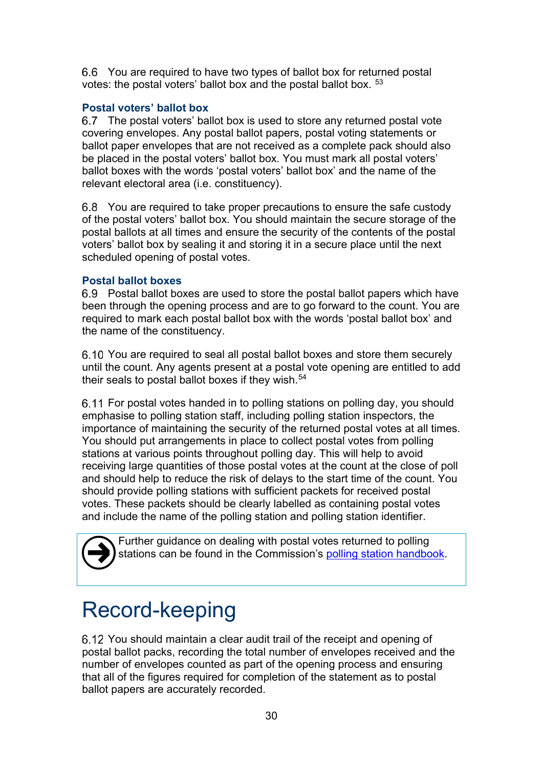6.6 You are required to have two types of ballot box for returned postal votes: the postal voters' ballot box and the postal ballot box. [53]

### Postal voters' ballot box

6.7 The postal voters' ballot box is used to store any returned postal vote covering envelopes. Any postal ballot papers, postal voting statements or ballot paper envelopes that are not received as a complete pack should also be placed in the postal voters' ballot box. You must mark all postal voters' ballot boxes with the words 'postal voters' ballot box' and the name of the relevant electoral area (i.e. constituency).

6.8 You are required to take proper precautions to ensure the safe custody of the postal voters' ballot box. You should maintain the secure storage of the postal ballots at all times and ensure the security of the contents of the postal voters' ballot box by sealing it and storing it in a secure place until the next scheduled opening of postal votes.

### Postal ballot boxes

6.9 Postal ballot boxes are used to store the postal ballot papers which have been through the opening process and are to go forward to the count. You are required to mark each postal ballot box with the words 'postal ballot box' and the name of the constituency.

6.10 You are required to seal all postal ballot boxes and store them securely until the count. Any agents present at a postal vote opening are entitled to add their seals to postal ballot boxes if they wish.[54]

6.11 For postal votes handed in to polling stations on polling day, you should emphasise to polling station staff, including polling station inspectors, the importance of maintaining the security of the returned postal votes at all times. You should put arrangements in place to collect postal votes from polling stations at various points throughout polling day. This will help to avoid receiving large quantities of those postal votes at the count at the close of poll and should help to reduce the risk of delays to the start time of the count. You should provide polling stations with sufficient packets for received postal votes. These packets should be clearly labelled as containing postal votes and include the name of the polling station and polling station identifier.

> Further guidance on dealing with postal votes returned to polling stations can be found in the Commission's [polling station handbook].

# Record-keeping

6.12 You should maintain a clear audit trail of the receipt and opening of postal ballot packs, recording the total number of envelopes received and the number of envelopes counted as part of the opening process and ensuring that all of the figures required for completion of the statement as to postal ballot papers are accurately recorded.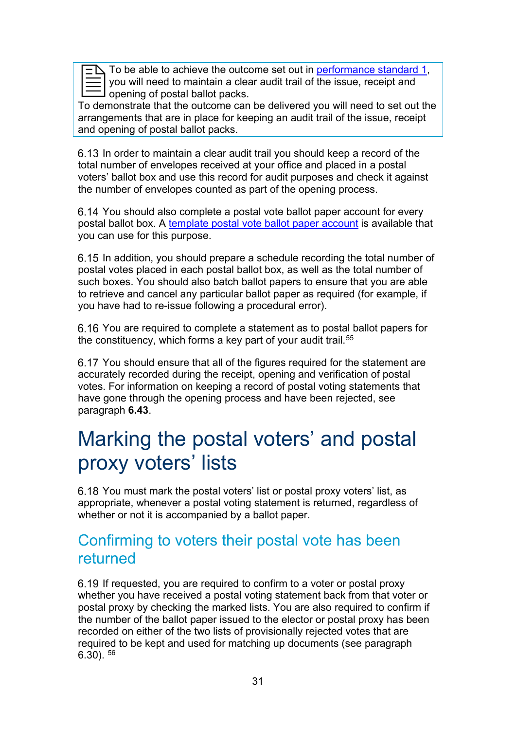> To be able to achieve the outcome set out in performance standard 1, you will need to maintain a clear audit trail of the issue, receipt and opening of postal ballot packs.
> To demonstrate that the outcome can be delivered you will need to set out the arrangements that are in place for keeping an audit trail of the issue, receipt and opening of postal ballot packs.

6.13 In order to maintain a clear audit trail you should keep a record of the total number of envelopes received at your office and placed in a postal voters' ballot box and use this record for audit purposes and check it against the number of envelopes counted as part of the opening process.

6.14 You should also complete a postal vote ballot paper account for every postal ballot box. A template postal vote ballot paper account is available that you can use for this purpose.

6.15 In addition, you should prepare a schedule recording the total number of postal votes placed in each postal ballot box, as well as the total number of such boxes. You should also batch ballot papers to ensure that you are able to retrieve and cancel any particular ballot paper as required (for example, if you have had to re-issue following a procedural error).

6.16 You are required to complete a statement as to postal ballot papers for the constituency, which forms a key part of your audit trail.[55]

6.17 You should ensure that all of the figures required for the statement are accurately recorded during the receipt, opening and verification of postal votes. For information on keeping a record of postal voting statements that have gone through the opening process and have been rejected, see paragraph **6.43**.

# Marking the postal voters' and postal proxy voters' lists

6.18 You must mark the postal voters' list or postal proxy voters' list, as appropriate, whenever a postal voting statement is returned, regardless of whether or not it is accompanied by a ballot paper.

## Confirming to voters their postal vote has been returned

6.19 If requested, you are required to confirm to a voter or postal proxy whether you have received a postal voting statement back from that voter or postal proxy by checking the marked lists. You are also required to confirm if the number of the ballot paper issued to the elector or postal proxy has been recorded on either of the two lists of provisionally rejected votes that are required to be kept and used for matching up documents (see paragraph 6.30).[56]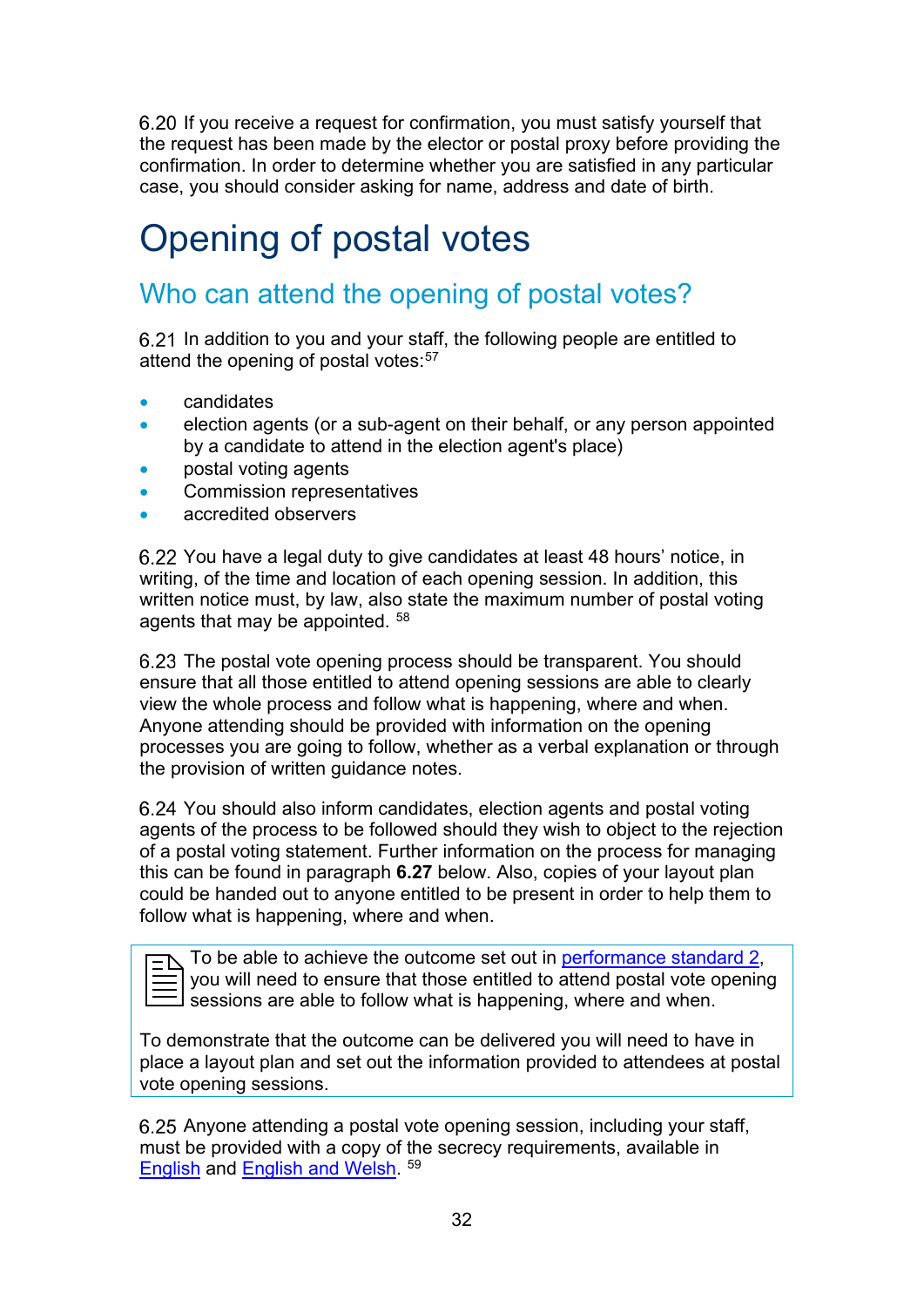6.20 If you receive a request for confirmation, you must satisfy yourself that the request has been made by the elector or postal proxy before providing the confirmation. In order to determine whether you are satisfied in any particular case, you should consider asking for name, address and date of birth.

# Opening of postal votes

## Who can attend the opening of postal votes?

6.21 In addition to you and your staff, the following people are entitled to attend the opening of postal votes:[57]

- candidates
- election agents (or a sub-agent on their behalf, or any person appointed by a candidate to attend in the election agent's place)
- postal voting agents
- Commission representatives
- accredited observers

6.22 You have a legal duty to give candidates at least 48 hours' notice, in writing, of the time and location of each opening session. In addition, this written notice must, by law, also state the maximum number of postal voting agents that may be appointed. [58]

6.23 The postal vote opening process should be transparent. You should ensure that all those entitled to attend opening sessions are able to clearly view the whole process and follow what is happening, where and when. Anyone attending should be provided with information on the opening processes you are going to follow, whether as a verbal explanation or through the provision of written guidance notes.

6.24 You should also inform candidates, election agents and postal voting agents of the process to be followed should they wish to object to the rejection of a postal voting statement. Further information on the process for managing this can be found in paragraph **6.27** below. Also, copies of your layout plan could be handed out to anyone entitled to be present in order to help them to follow what is happening, where and when.

> To be able to achieve the outcome set out in performance standard 2, you will need to ensure that those entitled to attend postal vote opening sessions are able to follow what is happening, where and when.
>
> To demonstrate that the outcome can be delivered you will need to have in place a layout plan and set out the information provided to attendees at postal vote opening sessions.

6.25 Anyone attending a postal vote opening session, including your staff, must be provided with a copy of the secrecy requirements, available in English and English and Welsh. [59]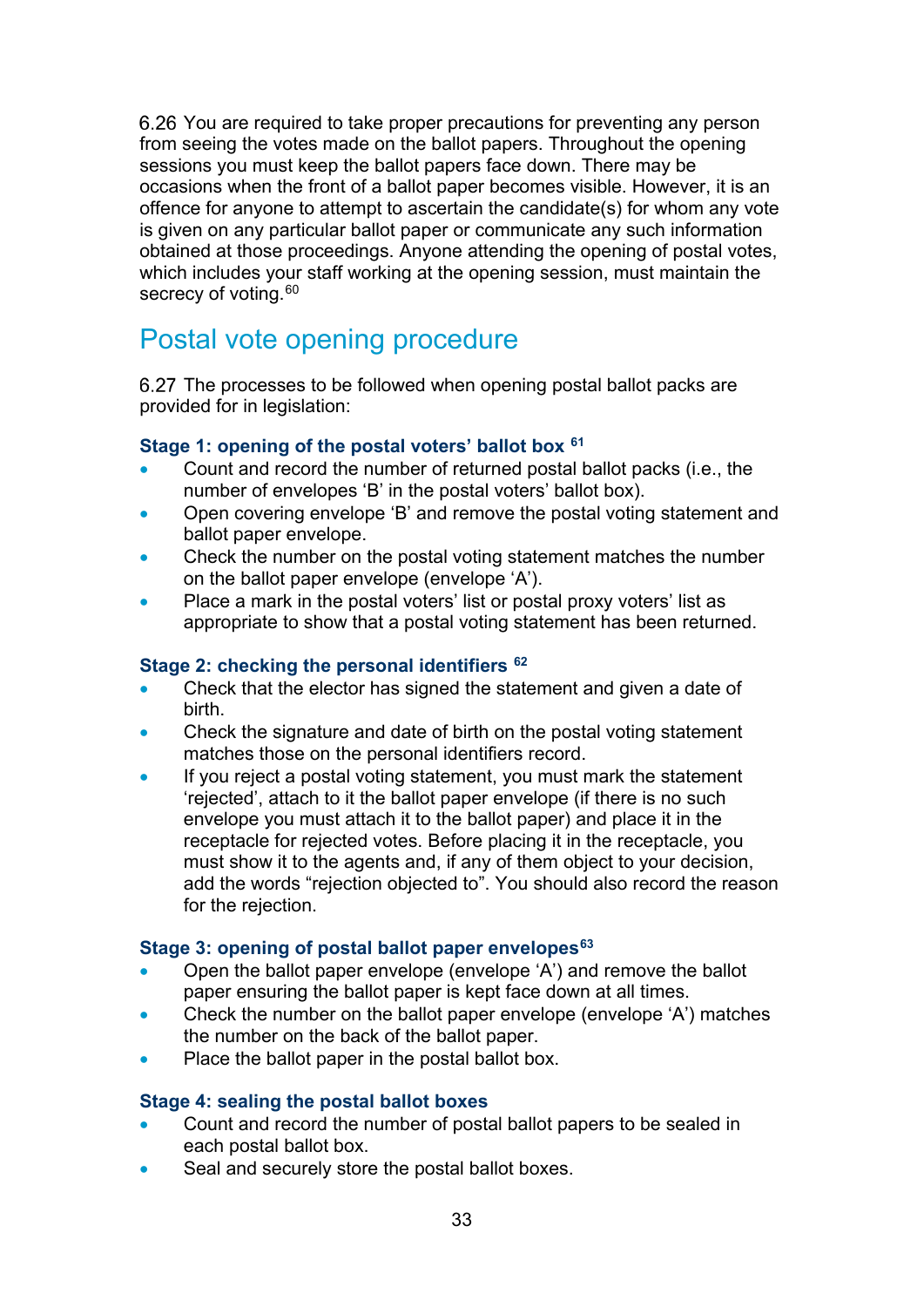6.26 You are required to take proper precautions for preventing any person from seeing the votes made on the ballot papers. Throughout the opening sessions you must keep the ballot papers face down. There may be occasions when the front of a ballot paper becomes visible. However, it is an offence for anyone to attempt to ascertain the candidate(s) for whom any vote is given on any particular ballot paper or communicate any such information obtained at those proceedings. Anyone attending the opening of postal votes, which includes your staff working at the opening session, must maintain the secrecy of voting.[60]

## Postal vote opening procedure

6.27 The processes to be followed when opening postal ballot packs are provided for in legislation:

### Stage 1: opening of the postal voters' ballot box [61]

- Count and record the number of returned postal ballot packs (i.e., the number of envelopes 'B' in the postal voters' ballot box).
- Open covering envelope 'B' and remove the postal voting statement and ballot paper envelope.
- Check the number on the postal voting statement matches the number on the ballot paper envelope (envelope 'A').
- Place a mark in the postal voters' list or postal proxy voters' list as appropriate to show that a postal voting statement has been returned.

### Stage 2: checking the personal identifiers [62]

- Check that the elector has signed the statement and given a date of birth.
- Check the signature and date of birth on the postal voting statement matches those on the personal identifiers record.
- If you reject a postal voting statement, you must mark the statement 'rejected', attach to it the ballot paper envelope (if there is no such envelope you must attach it to the ballot paper) and place it in the receptacle for rejected votes. Before placing it in the receptacle, you must show it to the agents and, if any of them object to your decision, add the words "rejection objected to". You should also record the reason for the rejection.

### Stage 3: opening of postal ballot paper envelopes[63]

- Open the ballot paper envelope (envelope 'A') and remove the ballot paper ensuring the ballot paper is kept face down at all times.
- Check the number on the ballot paper envelope (envelope 'A') matches the number on the back of the ballot paper.
- Place the ballot paper in the postal ballot box.

### Stage 4: sealing the postal ballot boxes

- Count and record the number of postal ballot papers to be sealed in each postal ballot box.
- Seal and securely store the postal ballot boxes.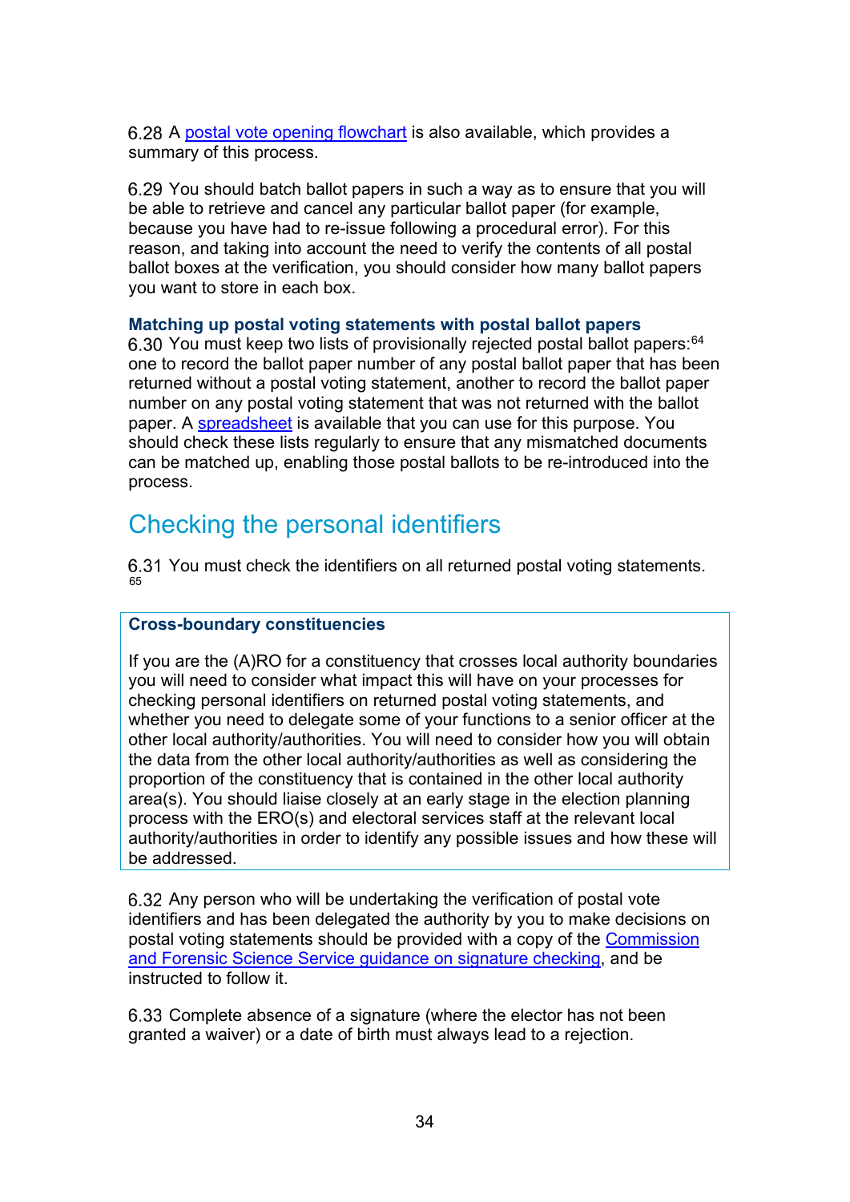6.28 A postal vote opening flowchart is also available, which provides a summary of this process.

6.29 You should batch ballot papers in such a way as to ensure that you will be able to retrieve and cancel any particular ballot paper (for example, because you have had to re-issue following a procedural error). For this reason, and taking into account the need to verify the contents of all postal ballot boxes at the verification, you should consider how many ballot papers you want to store in each box.

**Matching up postal voting statements with postal ballot papers**

6.30 You must keep two lists of provisionally rejected postal ballot papers:[64] one to record the ballot paper number of any postal ballot paper that has been returned without a postal voting statement, another to record the ballot paper number on any postal voting statement that was not returned with the ballot paper. A spreadsheet is available that you can use for this purpose. You should check these lists regularly to ensure that any mismatched documents can be matched up, enabling those postal ballots to be re-introduced into the process.

## Checking the personal identifiers

6.31 You must check the identifiers on all returned postal voting statements.[65]

> **Cross-boundary constituencies**
>
> If you are the (A)RO for a constituency that crosses local authority boundaries you will need to consider what impact this will have on your processes for checking personal identifiers on returned postal voting statements, and whether you need to delegate some of your functions to a senior officer at the other local authority/authorities. You will need to consider how you will obtain the data from the other local authority/authorities as well as considering the proportion of the constituency that is contained in the other local authority area(s). You should liaise closely at an early stage in the election planning process with the ERO(s) and electoral services staff at the relevant local authority/authorities in order to identify any possible issues and how these will be addressed.

6.32 Any person who will be undertaking the verification of postal vote identifiers and has been delegated the authority by you to make decisions on postal voting statements should be provided with a copy of the Commission and Forensic Science Service guidance on signature checking, and be instructed to follow it.

6.33 Complete absence of a signature (where the elector has not been granted a waiver) or a date of birth must always lead to a rejection.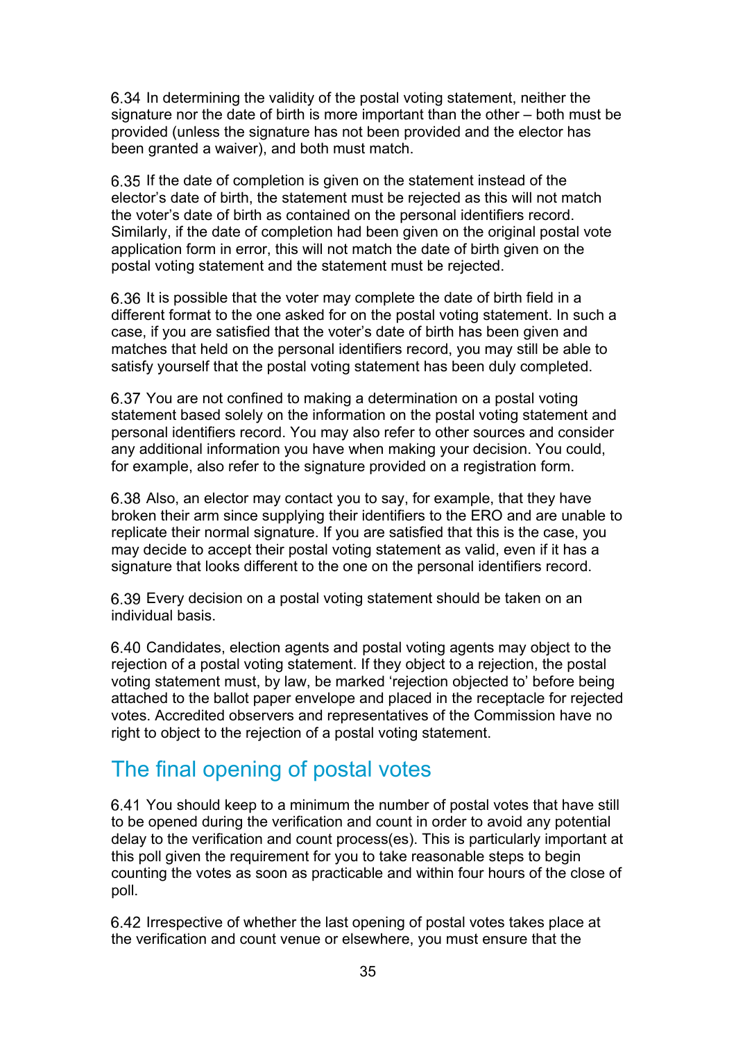6.34 In determining the validity of the postal voting statement, neither the signature nor the date of birth is more important than the other – both must be provided (unless the signature has not been provided and the elector has been granted a waiver), and both must match.

6.35 If the date of completion is given on the statement instead of the elector's date of birth, the statement must be rejected as this will not match the voter's date of birth as contained on the personal identifiers record. Similarly, if the date of completion had been given on the original postal vote application form in error, this will not match the date of birth given on the postal voting statement and the statement must be rejected.

6.36 It is possible that the voter may complete the date of birth field in a different format to the one asked for on the postal voting statement. In such a case, if you are satisfied that the voter's date of birth has been given and matches that held on the personal identifiers record, you may still be able to satisfy yourself that the postal voting statement has been duly completed.

6.37 You are not confined to making a determination on a postal voting statement based solely on the information on the postal voting statement and personal identifiers record. You may also refer to other sources and consider any additional information you have when making your decision. You could, for example, also refer to the signature provided on a registration form.

6.38 Also, an elector may contact you to say, for example, that they have broken their arm since supplying their identifiers to the ERO and are unable to replicate their normal signature. If you are satisfied that this is the case, you may decide to accept their postal voting statement as valid, even if it has a signature that looks different to the one on the personal identifiers record.

6.39 Every decision on a postal voting statement should be taken on an individual basis.

6.40 Candidates, election agents and postal voting agents may object to the rejection of a postal voting statement. If they object to a rejection, the postal voting statement must, by law, be marked 'rejection objected to' before being attached to the ballot paper envelope and placed in the receptacle for rejected votes. Accredited observers and representatives of the Commission have no right to object to the rejection of a postal voting statement.

## The final opening of postal votes

6.41 You should keep to a minimum the number of postal votes that have still to be opened during the verification and count in order to avoid any potential delay to the verification and count process(es). This is particularly important at this poll given the requirement for you to take reasonable steps to begin counting the votes as soon as practicable and within four hours of the close of poll.

6.42 Irrespective of whether the last opening of postal votes takes place at the verification and count venue or elsewhere, you must ensure that the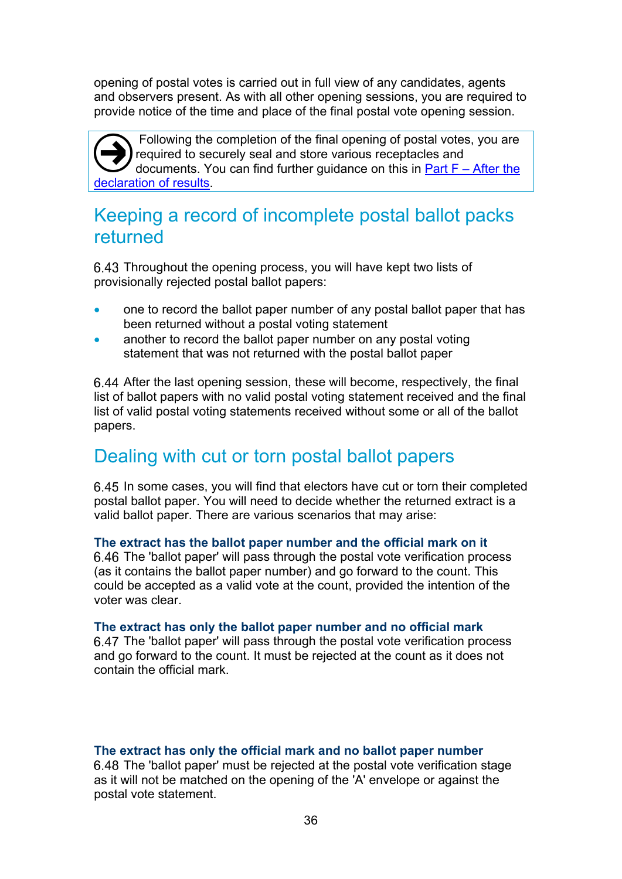opening of postal votes is carried out in full view of any candidates, agents and observers present. As with all other opening sessions, you are required to provide notice of the time and place of the final postal vote opening session.

> Following the completion of the final opening of postal votes, you are required to securely seal and store various receptacles and documents. You can find further guidance on this in [Part F – After the declaration of results](#).

## Keeping a record of incomplete postal ballot packs returned

6.43 Throughout the opening process, you will have kept two lists of provisionally rejected postal ballot papers:

- one to record the ballot paper number of any postal ballot paper that has been returned without a postal voting statement
- another to record the ballot paper number on any postal voting statement that was not returned with the postal ballot paper

6.44 After the last opening session, these will become, respectively, the final list of ballot papers with no valid postal voting statement received and the final list of valid postal voting statements received without some or all of the ballot papers.

## Dealing with cut or torn postal ballot papers

6.45 In some cases, you will find that electors have cut or torn their completed postal ballot paper. You will need to decide whether the returned extract is a valid ballot paper. There are various scenarios that may arise:

**The extract has the ballot paper number and the official mark on it**

6.46 The 'ballot paper' will pass through the postal vote verification process (as it contains the ballot paper number) and go forward to the count. This could be accepted as a valid vote at the count, provided the intention of the voter was clear.

**The extract has only the ballot paper number and no official mark**

6.47 The 'ballot paper' will pass through the postal vote verification process and go forward to the count. It must be rejected at the count as it does not contain the official mark.

**The extract has only the official mark and no ballot paper number**

6.48 The 'ballot paper' must be rejected at the postal vote verification stage as it will not be matched on the opening of the 'A' envelope or against the postal vote statement.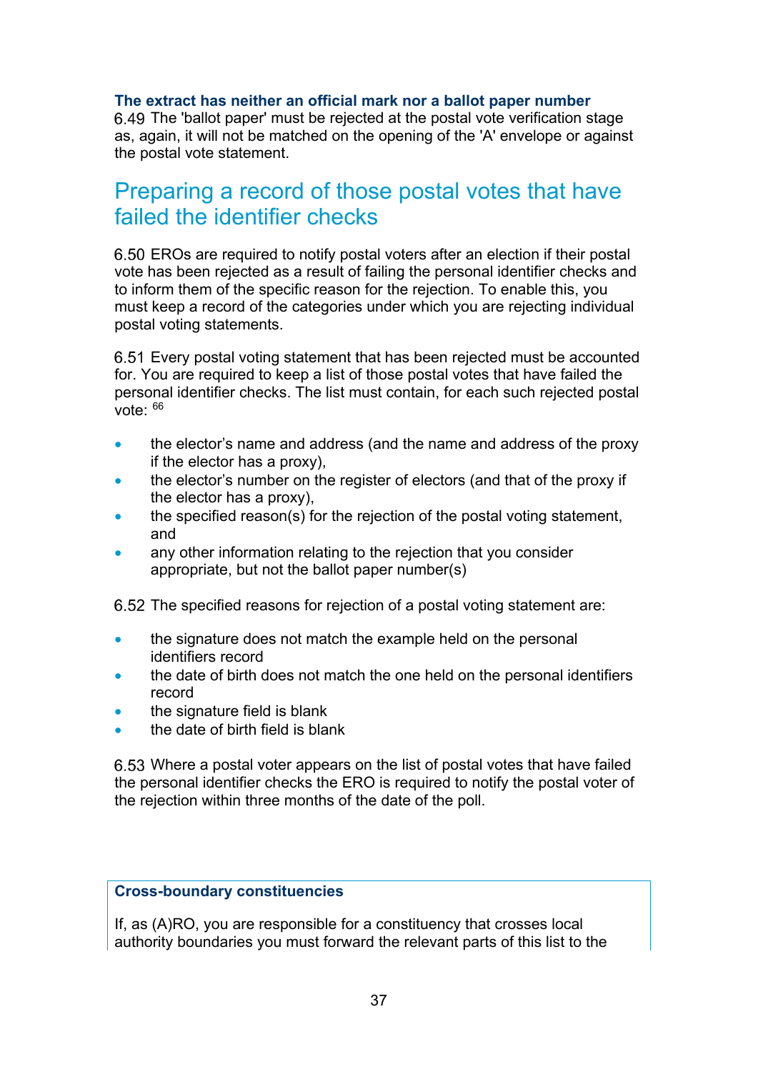**The extract has neither an official mark nor a ballot paper number**

6.49 The 'ballot paper' must be rejected at the postal vote verification stage as, again, it will not be matched on the opening of the 'A' envelope or against the postal vote statement.

## Preparing a record of those postal votes that have failed the identifier checks

6.50 EROs are required to notify postal voters after an election if their postal vote has been rejected as a result of failing the personal identifier checks and to inform them of the specific reason for the rejection. To enable this, you must keep a record of the categories under which you are rejecting individual postal voting statements.

6.51 Every postal voting statement that has been rejected must be accounted for. You are required to keep a list of those postal votes that have failed the personal identifier checks. The list must contain, for each such rejected postal vote: [66]

- the elector's name and address (and the name and address of the proxy if the elector has a proxy),
- the elector's number on the register of electors (and that of the proxy if the elector has a proxy),
- the specified reason(s) for the rejection of the postal voting statement, and
- any other information relating to the rejection that you consider appropriate, but not the ballot paper number(s)

6.52 The specified reasons for rejection of a postal voting statement are:

- the signature does not match the example held on the personal identifiers record
- the date of birth does not match the one held on the personal identifiers record
- the signature field is blank
- the date of birth field is blank

6.53 Where a postal voter appears on the list of postal votes that have failed the personal identifier checks the ERO is required to notify the postal voter of the rejection within three months of the date of the poll.

**Cross-boundary constituencies**

If, as (A)RO, you are responsible for a constituency that crosses local authority boundaries you must forward the relevant parts of this list to the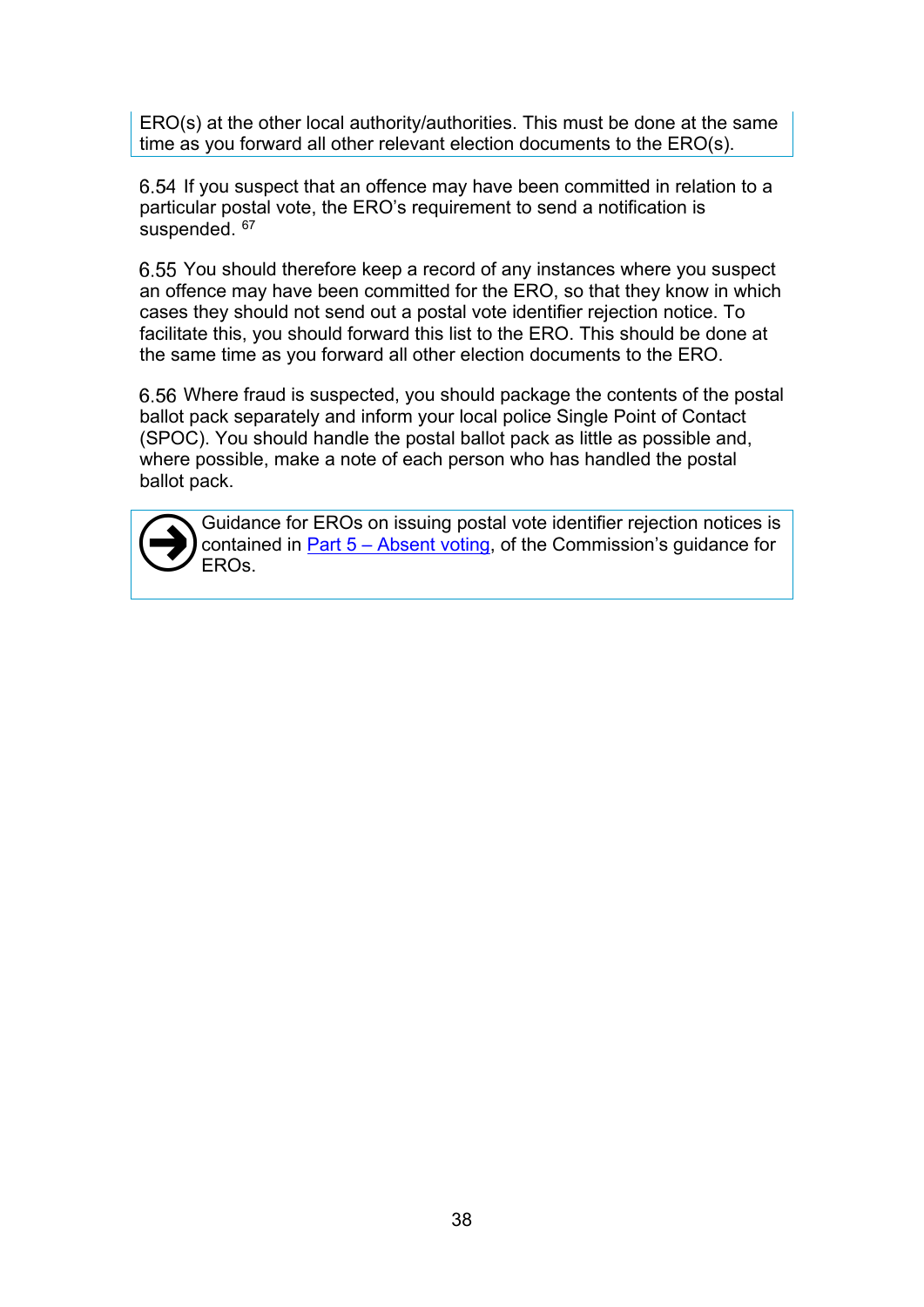ERO(s) at the other local authority/authorities. This must be done at the same time as you forward all other relevant election documents to the ERO(s).

6.54 If you suspect that an offence may have been committed in relation to a particular postal vote, the ERO's requirement to send a notification is suspended. [67]

6.55 You should therefore keep a record of any instances where you suspect an offence may have been committed for the ERO, so that they know in which cases they should not send out a postal vote identifier rejection notice. To facilitate this, you should forward this list to the ERO. This should be done at the same time as you forward all other election documents to the ERO.

6.56 Where fraud is suspected, you should package the contents of the postal ballot pack separately and inform your local police Single Point of Contact (SPOC). You should handle the postal ballot pack as little as possible and, where possible, make a note of each person who has handled the postal ballot pack.

Guidance for EROs on issuing postal vote identifier rejection notices is contained in Part 5 – Absent voting, of the Commission's guidance for EROs.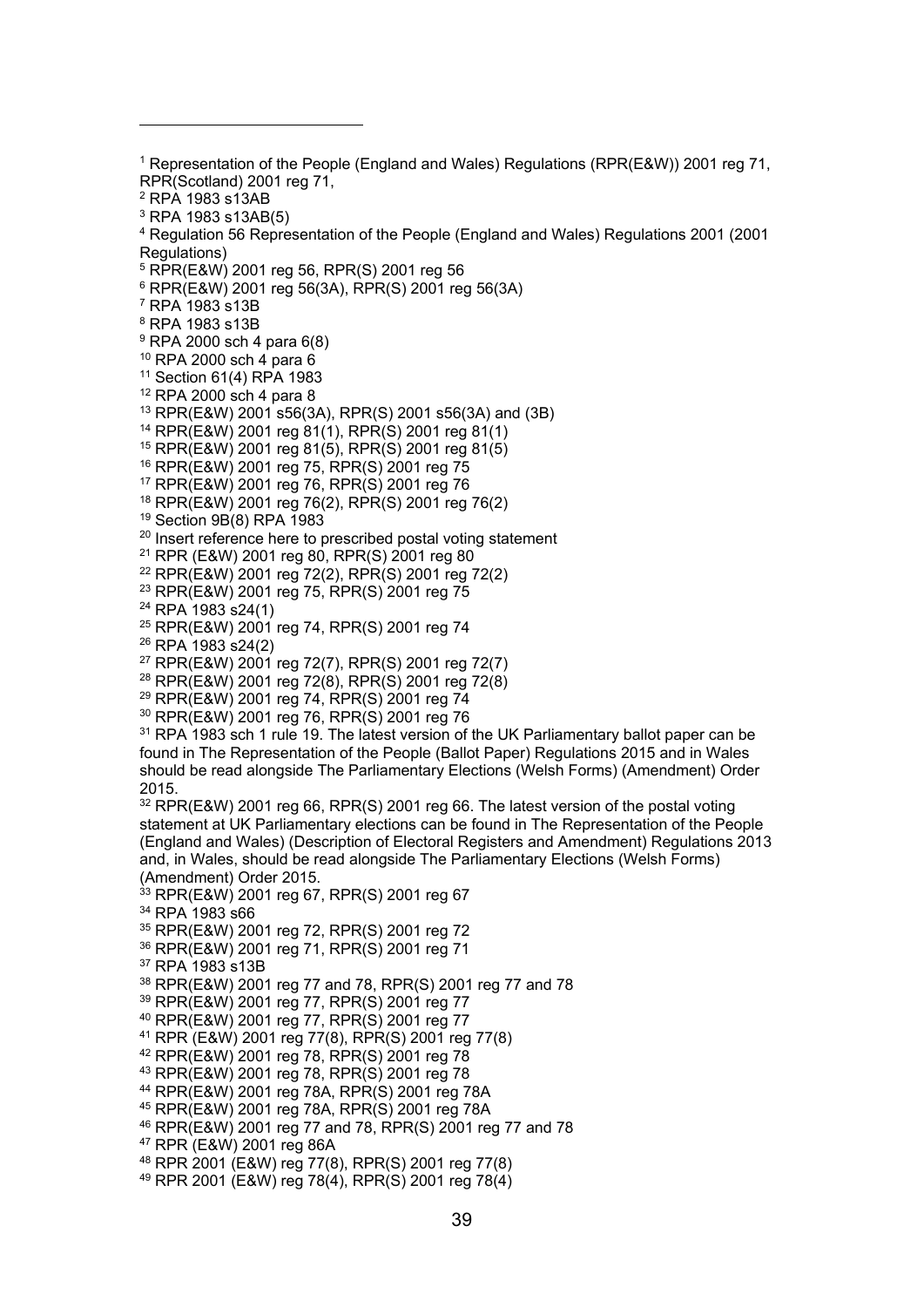[1] Representation of the People (England and Wales) Regulations (RPR(E&W)) 2001 reg 71, RPR(Scotland) 2001 reg 71,

[2] RPA 1983 s13AB

[3] RPA 1983 s13AB(5)

[4] Regulation 56 Representation of the People (England and Wales) Regulations 2001 (2001 Regulations)

[5] RPR(E&W) 2001 reg 56, RPR(S) 2001 reg 56

[6] RPR(E&W) 2001 reg 56(3A), RPR(S) 2001 reg 56(3A)

[7] RPA 1983 s13B

[8] RPA 1983 s13B

[9] RPA 2000 sch 4 para 6(8)

[10] RPA 2000 sch 4 para 6

[11] Section 61(4) RPA 1983

[12] RPA 2000 sch 4 para 8

[13] RPR(E&W) 2001 s56(3A), RPR(S) 2001 s56(3A) and (3B)

[14] RPR(E&W) 2001 reg 81(1), RPR(S) 2001 reg 81(1)

[15] RPR(E&W) 2001 reg 81(5), RPR(S) 2001 reg 81(5)

[16] RPR(E&W) 2001 reg 75, RPR(S) 2001 reg 75

[17] RPR(E&W) 2001 reg 76, RPR(S) 2001 reg 76

[18] RPR(E&W) 2001 reg 76(2), RPR(S) 2001 reg 76(2)

[19] Section 9B(8) RPA 1983

[20] Insert reference here to prescribed postal voting statement

[21] RPR (E&W) 2001 reg 80, RPR(S) 2001 reg 80

[22] RPR(E&W) 2001 reg 72(2), RPR(S) 2001 reg 72(2)

[23] RPR(E&W) 2001 reg 75, RPR(S) 2001 reg 75

[24] RPA 1983 s24(1)

[25] RPR(E&W) 2001 reg 74, RPR(S) 2001 reg 74

[26] RPA 1983 s24(2)

[27] RPR(E&W) 2001 reg 72(7), RPR(S) 2001 reg 72(7)

[28] RPR(E&W) 2001 reg 72(8), RPR(S) 2001 reg 72(8)

[29] RPR(E&W) 2001 reg 74, RPR(S) 2001 reg 74

[30] RPR(E&W) 2001 reg 76, RPR(S) 2001 reg 76

[31] RPA 1983 sch 1 rule 19. The latest version of the UK Parliamentary ballot paper can be found in The Representation of the People (Ballot Paper) Regulations 2015 and in Wales should be read alongside The Parliamentary Elections (Welsh Forms) (Amendment) Order 2015.

[32] RPR(E&W) 2001 reg 66, RPR(S) 2001 reg 66. The latest version of the postal voting statement at UK Parliamentary elections can be found in The Representation of the People (England and Wales) (Description of Electoral Registers and Amendment) Regulations 2013 and, in Wales, should be read alongside The Parliamentary Elections (Welsh Forms) (Amendment) Order 2015.

[33] RPR(E&W) 2001 reg 67, RPR(S) 2001 reg 67

[34] RPA 1983 s66

[35] RPR(E&W) 2001 reg 72, RPR(S) 2001 reg 72

[36] RPR(E&W) 2001 reg 71, RPR(S) 2001 reg 71

[37] RPA 1983 s13B

[38] RPR(E&W) 2001 reg 77 and 78, RPR(S) 2001 reg 77 and 78

[39] RPR(E&W) 2001 reg 77, RPR(S) 2001 reg 77

[40] RPR(E&W) 2001 reg 77, RPR(S) 2001 reg 77

[41] RPR (E&W) 2001 reg 77(8), RPR(S) 2001 reg 77(8)

[42] RPR(E&W) 2001 reg 78, RPR(S) 2001 reg 78

[43] RPR(E&W) 2001 reg 78, RPR(S) 2001 reg 78

[44] RPR(E&W) 2001 reg 78A, RPR(S) 2001 reg 78A

[45] RPR(E&W) 2001 reg 78A, RPR(S) 2001 reg 78A

[46] RPR(E&W) 2001 reg 77 and 78, RPR(S) 2001 reg 77 and 78

[47] RPR (E&W) 2001 reg 86A

[48] RPR 2001 (E&W) reg 77(8), RPR(S) 2001 reg 77(8)

[49] RPR 2001 (E&W) reg 78(4), RPR(S) 2001 reg 78(4)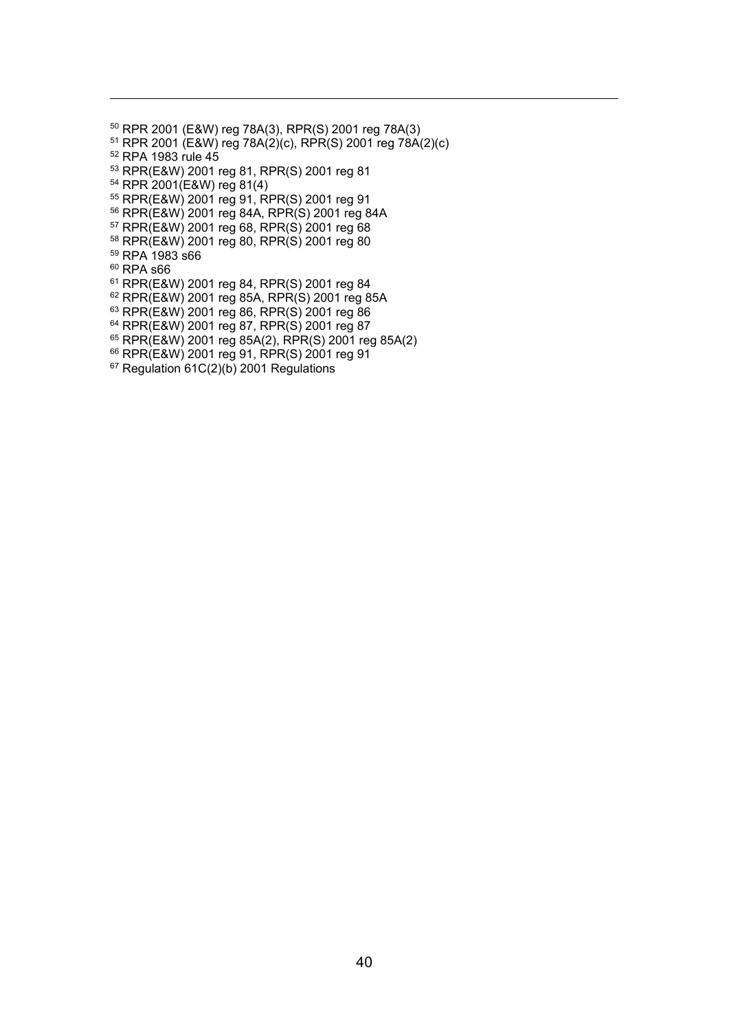[50] RPR 2001 (E&W) reg 78A(3), RPR(S) 2001 reg 78A(3)
[51] RPR 2001 (E&W) reg 78A(2)(c), RPR(S) 2001 reg 78A(2)(c)
[52] RPA 1983 rule 45
[53] RPR(E&W) 2001 reg 81, RPR(S) 2001 reg 81
[54] RPR 2001(E&W) reg 81(4)
[55] RPR(E&W) 2001 reg 91, RPR(S) 2001 reg 91
[56] RPR(E&W) 2001 reg 84A, RPR(S) 2001 reg 84A
[57] RPR(E&W) 2001 reg 68, RPR(S) 2001 reg 68
[58] RPR(E&W) 2001 reg 80, RPR(S) 2001 reg 80
[59] RPA 1983 s66
[60] RPA s66
[61] RPR(E&W) 2001 reg 84, RPR(S) 2001 reg 84
[62] RPR(E&W) 2001 reg 85A, RPR(S) 2001 reg 85A
[63] RPR(E&W) 2001 reg 86, RPR(S) 2001 reg 86
[64] RPR(E&W) 2001 reg 87, RPR(S) 2001 reg 87
[65] RPR(E&W) 2001 reg 85A(2), RPR(S) 2001 reg 85A(2)
[66] RPR(E&W) 2001 reg 91, RPR(S) 2001 reg 91
[67] Regulation 61C(2)(b) 2001 Regulations